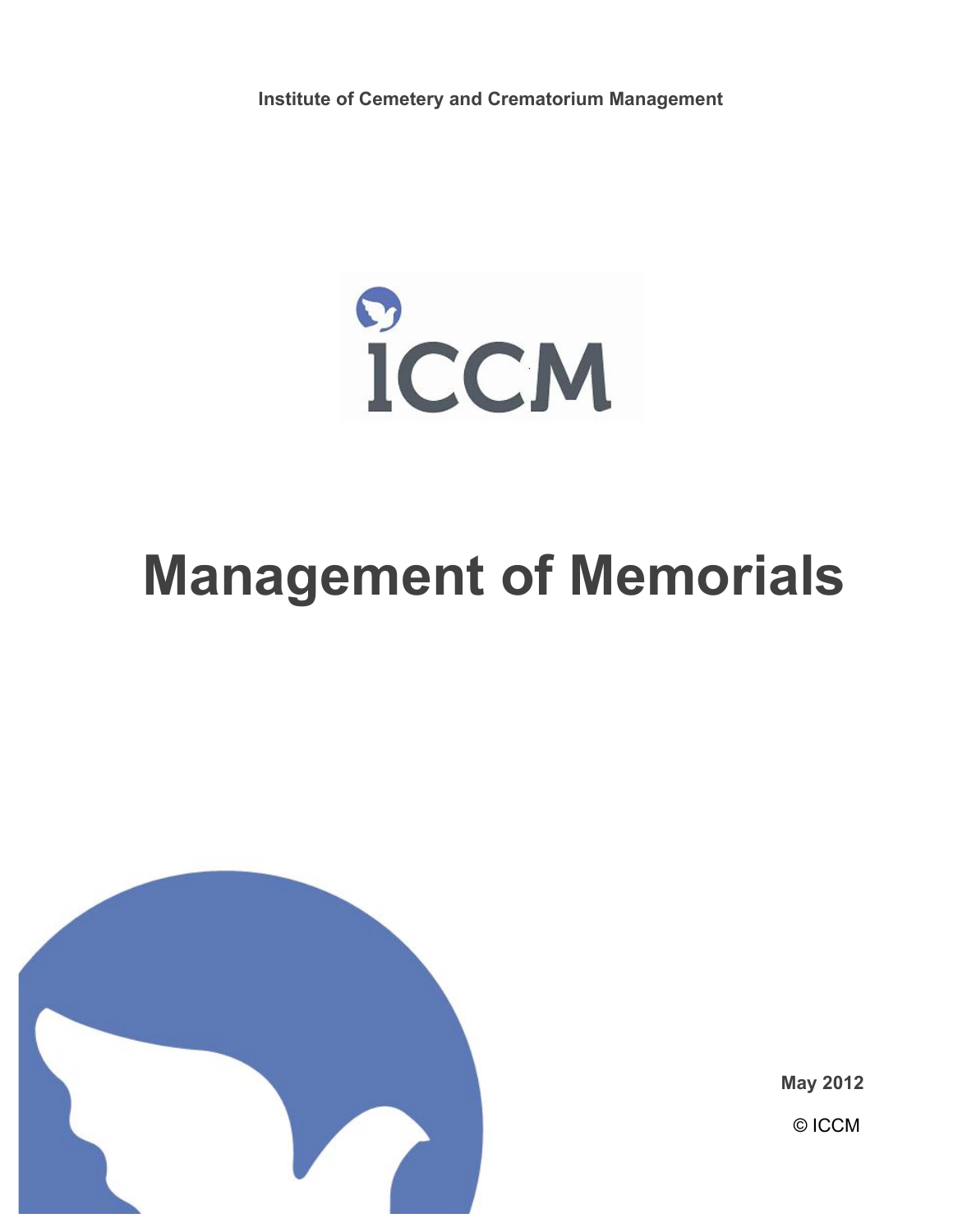**Institute of Cemetery and Crematorium Management**

ICCM

# Management of Memorials

**May 2012**

© ICCM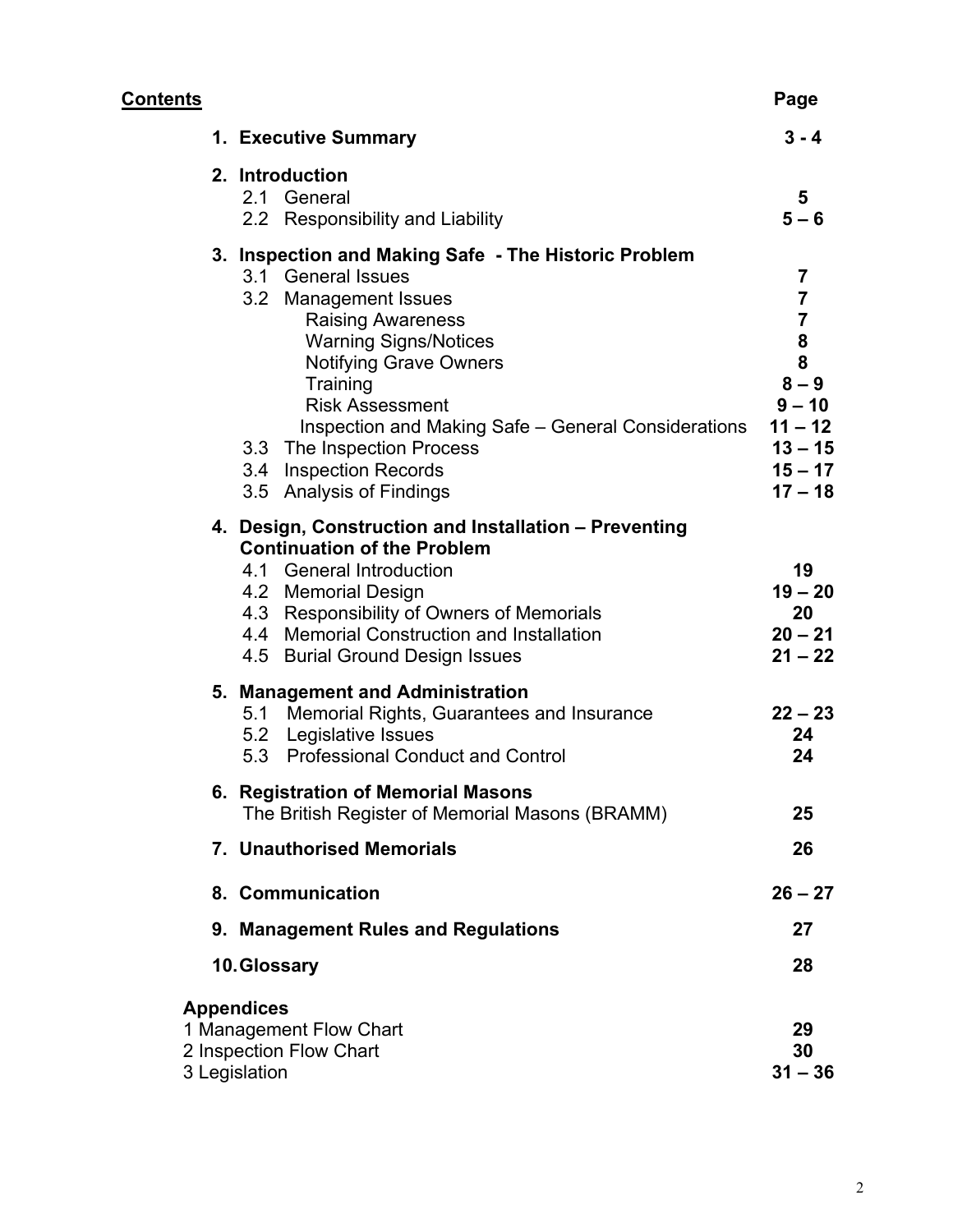## Contents

| | Page |
|---|---|
| **1. Executive Summary** | **3 - 4** |
| **2. Introduction** | |
| 2.1 General | **5** |
| 2.2 Responsibility and Liability | **5 – 6** |
| **3. Inspection and Making Safe - The Historic Problem** | |
| 3.1 General Issues | **7** |
| 3.2 Management Issues | **7** |
| Raising Awareness | **7** |
| Warning Signs/Notices | **8** |
| Notifying Grave Owners | **8** |
| Training | **8 – 9** |
| Risk Assessment | **9 – 10** |
| Inspection and Making Safe – General Considerations | **11 – 12** |
| 3.3 The Inspection Process | **13 – 15** |
| 3.4 Inspection Records | **15 – 17** |
| 3.5 Analysis of Findings | **17 – 18** |
| **4. Design, Construction and Installation – Preventing Continuation of the Problem** | |
| 4.1 General Introduction | **19** |
| 4.2 Memorial Design | **19 – 20** |
| 4.3 Responsibility of Owners of Memorials | **20** |
| 4.4 Memorial Construction and Installation | **20 – 21** |
| 4.5 Burial Ground Design Issues | **21 – 22** |
| **5. Management and Administration** | |
| 5.1 Memorial Rights, Guarantees and Insurance | **22 – 23** |
| 5.2 Legislative Issues | **24** |
| 5.3 Professional Conduct and Control | **24** |
| **6. Registration of Memorial Masons** | |
| The British Register of Memorial Masons (BRAMM) | **25** |
| **7. Unauthorised Memorials** | **26** |
| **8. Communication** | **26 – 27** |
| **9. Management Rules and Regulations** | **27** |
| **10. Glossary** | **28** |
| **Appendices** | |
| 1 Management Flow Chart | **29** |
| 2 Inspection Flow Chart | **30** |
| 3 Legislation | **31 – 36** |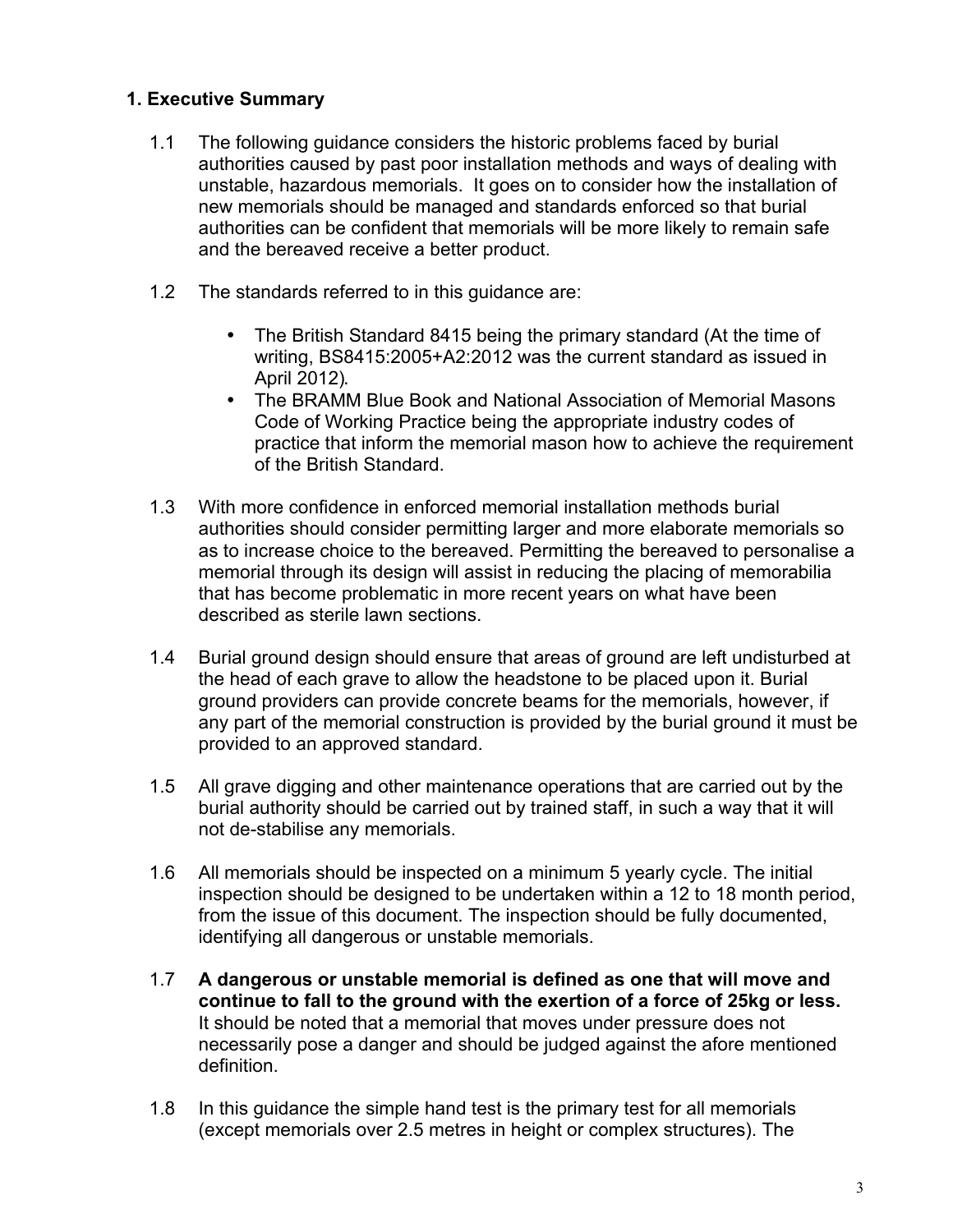## 1. Executive Summary

1.1 The following guidance considers the historic problems faced by burial authorities caused by past poor installation methods and ways of dealing with unstable, hazardous memorials. It goes on to consider how the installation of new memorials should be managed and standards enforced so that burial authorities can be confident that memorials will be more likely to remain safe and the bereaved receive a better product.

1.2 The standards referred to in this guidance are:

- The British Standard 8415 being the primary standard (At the time of writing, BS8415:2005+A2:2012 was the current standard as issued in April 2012).
- The BRAMM Blue Book and National Association of Memorial Masons Code of Working Practice being the appropriate industry codes of practice that inform the memorial mason how to achieve the requirement of the British Standard.

1.3 With more confidence in enforced memorial installation methods burial authorities should consider permitting larger and more elaborate memorials so as to increase choice to the bereaved. Permitting the bereaved to personalise a memorial through its design will assist in reducing the placing of memorabilia that has become problematic in more recent years on what have been described as sterile lawn sections.

1.4 Burial ground design should ensure that areas of ground are left undisturbed at the head of each grave to allow the headstone to be placed upon it. Burial ground providers can provide concrete beams for the memorials, however, if any part of the memorial construction is provided by the burial ground it must be provided to an approved standard.

1.5 All grave digging and other maintenance operations that are carried out by the burial authority should be carried out by trained staff, in such a way that it will not de-stabilise any memorials.

1.6 All memorials should be inspected on a minimum 5 yearly cycle. The initial inspection should be designed to be undertaken within a 12 to 18 month period, from the issue of this document. The inspection should be fully documented, identifying all dangerous or unstable memorials.

1.7 **A dangerous or unstable memorial is defined as one that will move and continue to fall to the ground with the exertion of a force of 25kg or less.** It should be noted that a memorial that moves under pressure does not necessarily pose a danger and should be judged against the afore mentioned definition.

1.8 In this guidance the simple hand test is the primary test for all memorials (except memorials over 2.5 metres in height or complex structures). The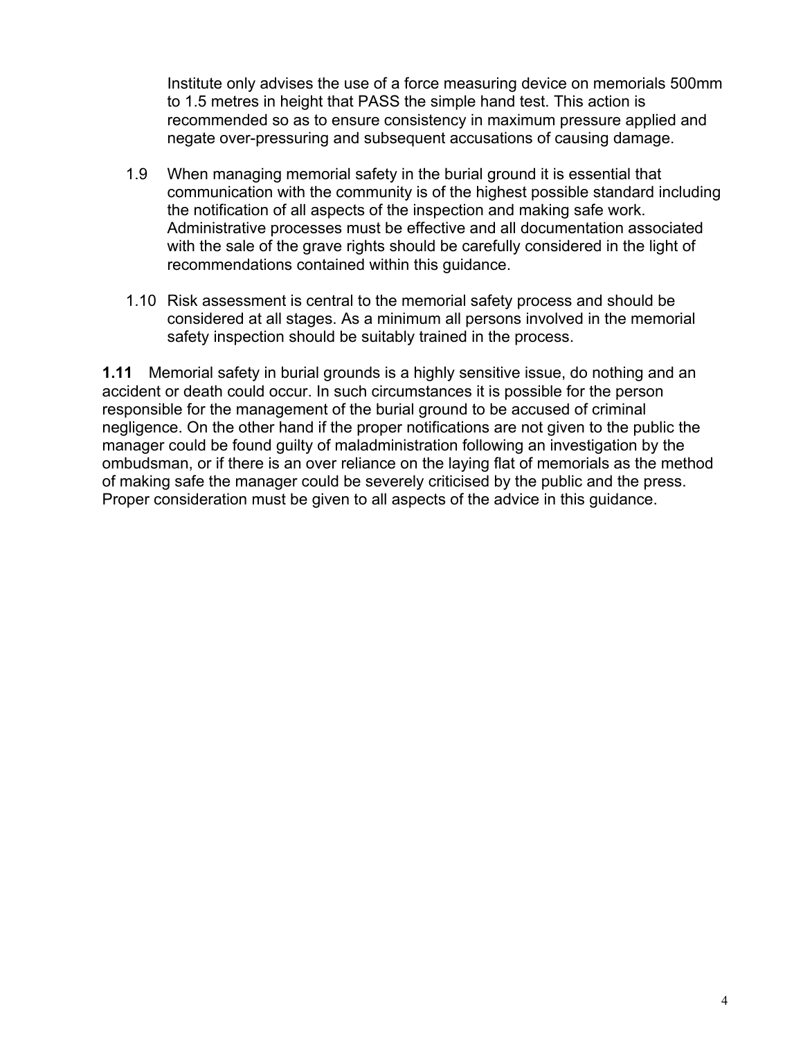Institute only advises the use of a force measuring device on memorials 500mm to 1.5 metres in height that PASS the simple hand test. This action is recommended so as to ensure consistency in maximum pressure applied and negate over-pressuring and subsequent accusations of causing damage.

1.9 When managing memorial safety in the burial ground it is essential that communication with the community is of the highest possible standard including the notification of all aspects of the inspection and making safe work. Administrative processes must be effective and all documentation associated with the sale of the grave rights should be carefully considered in the light of recommendations contained within this guidance.

1.10 Risk assessment is central to the memorial safety process and should be considered at all stages. As a minimum all persons involved in the memorial safety inspection should be suitably trained in the process.

**1.11** Memorial safety in burial grounds is a highly sensitive issue, do nothing and an accident or death could occur. In such circumstances it is possible for the person responsible for the management of the burial ground to be accused of criminal negligence. On the other hand if the proper notifications are not given to the public the manager could be found guilty of maladministration following an investigation by the ombudsman, or if there is an over reliance on the laying flat of memorials as the method of making safe the manager could be severely criticised by the public and the press. Proper consideration must be given to all aspects of the advice in this guidance.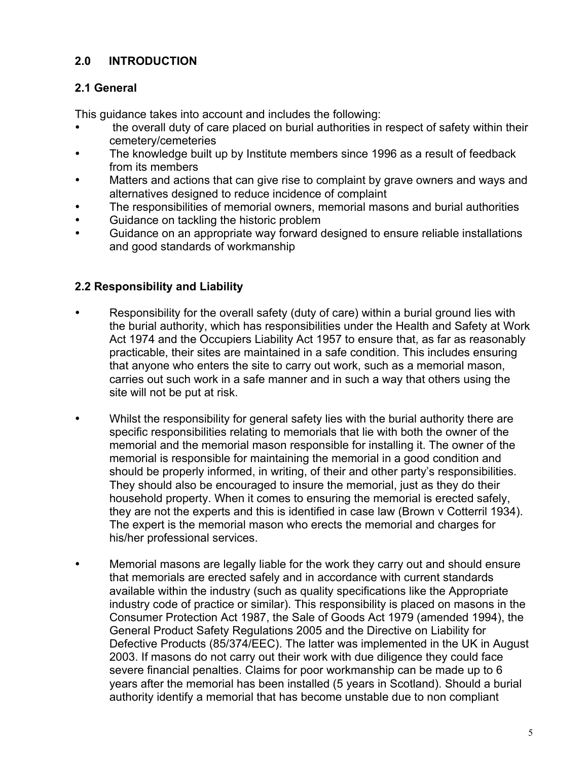## 2.0 INTRODUCTION

### 2.1 General

This guidance takes into account and includes the following:

- the overall duty of care placed on burial authorities in respect of safety within their cemetery/cemeteries
- The knowledge built up by Institute members since 1996 as a result of feedback from its members
- Matters and actions that can give rise to complaint by grave owners and ways and alternatives designed to reduce incidence of complaint
- The responsibilities of memorial owners, memorial masons and burial authorities
- Guidance on tackling the historic problem
- Guidance on an appropriate way forward designed to ensure reliable installations and good standards of workmanship

### 2.2 Responsibility and Liability

- Responsibility for the overall safety (duty of care) within a burial ground lies with the burial authority, which has responsibilities under the Health and Safety at Work Act 1974 and the Occupiers Liability Act 1957 to ensure that, as far as reasonably practicable, their sites are maintained in a safe condition. This includes ensuring that anyone who enters the site to carry out work, such as a memorial mason, carries out such work in a safe manner and in such a way that others using the site will not be put at risk.

- Whilst the responsibility for general safety lies with the burial authority there are specific responsibilities relating to memorials that lie with both the owner of the memorial and the memorial mason responsible for installing it. The owner of the memorial is responsible for maintaining the memorial in a good condition and should be properly informed, in writing, of their and other party's responsibilities. They should also be encouraged to insure the memorial, just as they do their household property. When it comes to ensuring the memorial is erected safely, they are not the experts and this is identified in case law (Brown v Cotterril 1934). The expert is the memorial mason who erects the memorial and charges for his/her professional services.

- Memorial masons are legally liable for the work they carry out and should ensure that memorials are erected safely and in accordance with current standards available within the industry (such as quality specifications like the Appropriate industry code of practice or similar). This responsibility is placed on masons in the Consumer Protection Act 1987, the Sale of Goods Act 1979 (amended 1994), the General Product Safety Regulations 2005 and the Directive on Liability for Defective Products (85/374/EEC). The latter was implemented in the UK in August 2003. If masons do not carry out their work with due diligence they could face severe financial penalties. Claims for poor workmanship can be made up to 6 years after the memorial has been installed (5 years in Scotland). Should a burial authority identify a memorial that has become unstable due to non compliant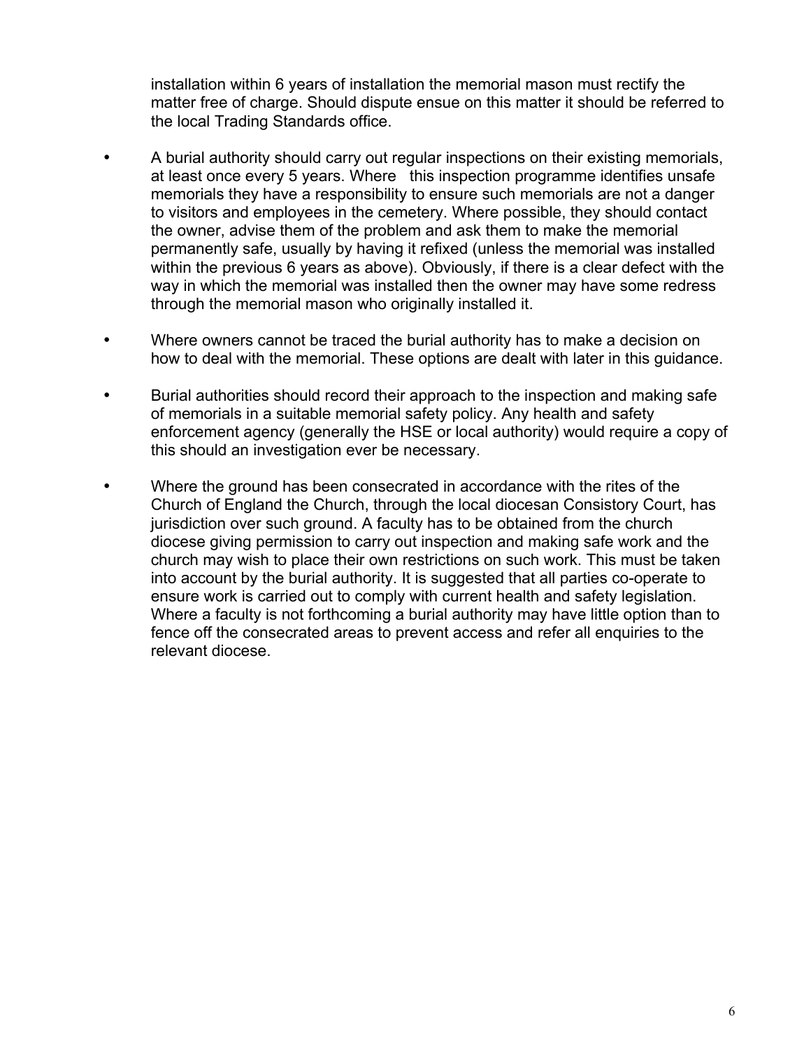installation within 6 years of installation the memorial mason must rectify the matter free of charge. Should dispute ensue on this matter it should be referred to the local Trading Standards office.

- A burial authority should carry out regular inspections on their existing memorials, at least once every 5 years. Where this inspection programme identifies unsafe memorials they have a responsibility to ensure such memorials are not a danger to visitors and employees in the cemetery. Where possible, they should contact the owner, advise them of the problem and ask them to make the memorial permanently safe, usually by having it refixed (unless the memorial was installed within the previous 6 years as above). Obviously, if there is a clear defect with the way in which the memorial was installed then the owner may have some redress through the memorial mason who originally installed it.

- Where owners cannot be traced the burial authority has to make a decision on how to deal with the memorial. These options are dealt with later in this guidance.

- Burial authorities should record their approach to the inspection and making safe of memorials in a suitable memorial safety policy. Any health and safety enforcement agency (generally the HSE or local authority) would require a copy of this should an investigation ever be necessary.

- Where the ground has been consecrated in accordance with the rites of the Church of England the Church, through the local diocesan Consistory Court, has jurisdiction over such ground. A faculty has to be obtained from the church diocese giving permission to carry out inspection and making safe work and the church may wish to place their own restrictions on such work. This must be taken into account by the burial authority. It is suggested that all parties co-operate to ensure work is carried out to comply with current health and safety legislation. Where a faculty is not forthcoming a burial authority may have little option than to fence off the consecrated areas to prevent access and refer all enquiries to the relevant diocese.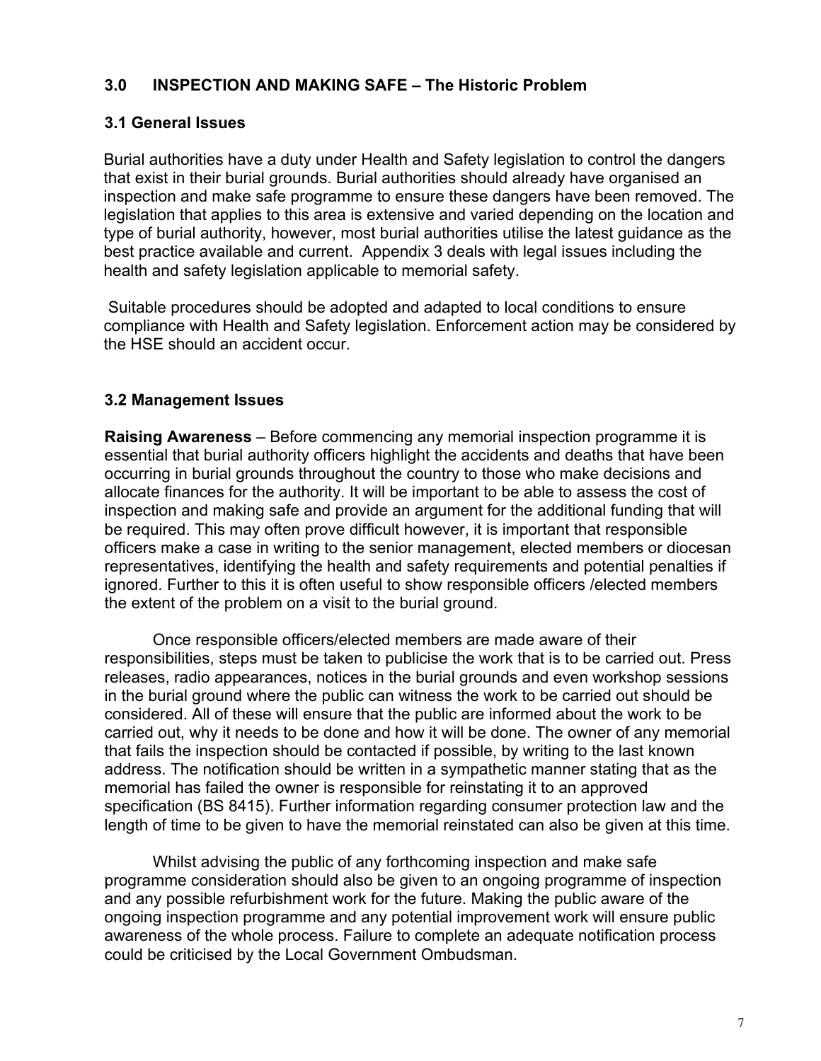## 3.0 INSPECTION AND MAKING SAFE – The Historic Problem

### 3.1 General Issues

Burial authorities have a duty under Health and Safety legislation to control the dangers that exist in their burial grounds. Burial authorities should already have organised an inspection and make safe programme to ensure these dangers have been removed. The legislation that applies to this area is extensive and varied depending on the location and type of burial authority, however, most burial authorities utilise the latest guidance as the best practice available and current. Appendix 3 deals with legal issues including the health and safety legislation applicable to memorial safety.

Suitable procedures should be adopted and adapted to local conditions to ensure compliance with Health and Safety legislation. Enforcement action may be considered by the HSE should an accident occur.

### 3.2 Management Issues

**Raising Awareness** – Before commencing any memorial inspection programme it is essential that burial authority officers highlight the accidents and deaths that have been occurring in burial grounds throughout the country to those who make decisions and allocate finances for the authority. It will be important to be able to assess the cost of inspection and making safe and provide an argument for the additional funding that will be required. This may often prove difficult however, it is important that responsible officers make a case in writing to the senior management, elected members or diocesan representatives, identifying the health and safety requirements and potential penalties if ignored. Further to this it is often useful to show responsible officers /elected members the extent of the problem on a visit to the burial ground.

Once responsible officers/elected members are made aware of their responsibilities, steps must be taken to publicise the work that is to be carried out. Press releases, radio appearances, notices in the burial grounds and even workshop sessions in the burial ground where the public can witness the work to be carried out should be considered. All of these will ensure that the public are informed about the work to be carried out, why it needs to be done and how it will be done. The owner of any memorial that fails the inspection should be contacted if possible, by writing to the last known address. The notification should be written in a sympathetic manner stating that as the memorial has failed the owner is responsible for reinstating it to an approved specification (BS 8415). Further information regarding consumer protection law and the length of time to be given to have the memorial reinstated can also be given at this time.

Whilst advising the public of any forthcoming inspection and make safe programme consideration should also be given to an ongoing programme of inspection and any possible refurbishment work for the future. Making the public aware of the ongoing inspection programme and any potential improvement work will ensure public awareness of the whole process. Failure to complete an adequate notification process could be criticised by the Local Government Ombudsman.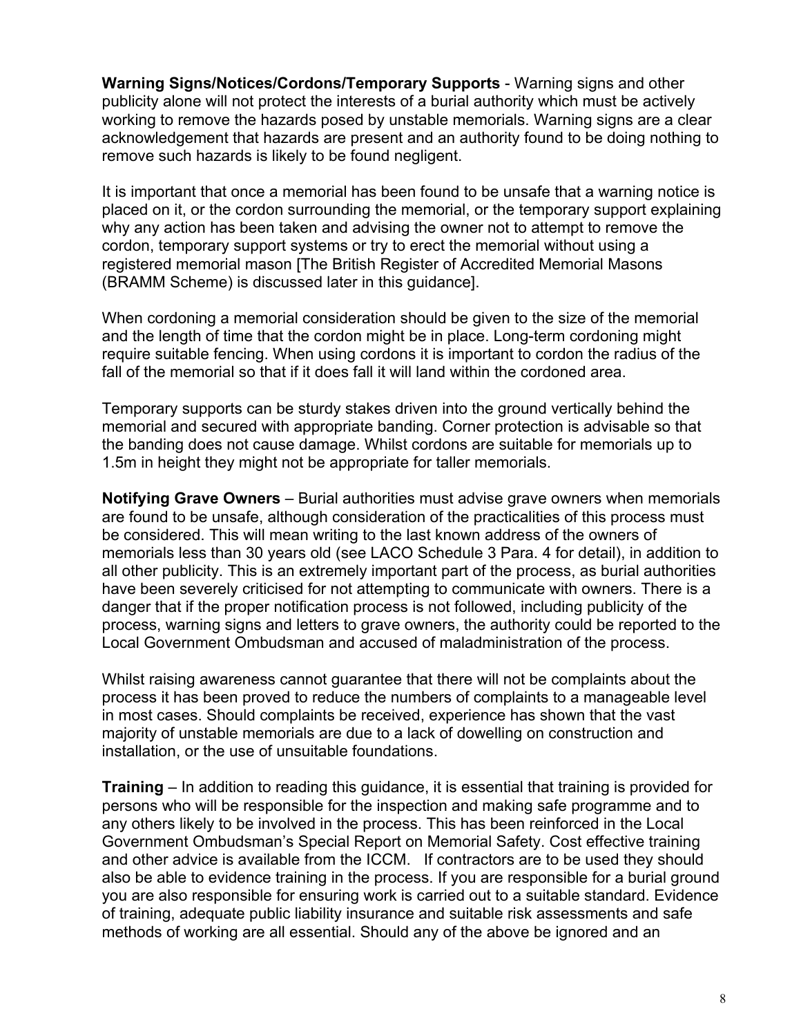**Warning Signs/Notices/Cordons/Temporary Supports** - Warning signs and other publicity alone will not protect the interests of a burial authority which must be actively working to remove the hazards posed by unstable memorials. Warning signs are a clear acknowledgement that hazards are present and an authority found to be doing nothing to remove such hazards is likely to be found negligent.

It is important that once a memorial has been found to be unsafe that a warning notice is placed on it, or the cordon surrounding the memorial, or the temporary support explaining why any action has been taken and advising the owner not to attempt to remove the cordon, temporary support systems or try to erect the memorial without using a registered memorial mason [The British Register of Accredited Memorial Masons (BRAMM Scheme) is discussed later in this guidance].

When cordoning a memorial consideration should be given to the size of the memorial and the length of time that the cordon might be in place. Long-term cordoning might require suitable fencing. When using cordons it is important to cordon the radius of the fall of the memorial so that if it does fall it will land within the cordoned area.

Temporary supports can be sturdy stakes driven into the ground vertically behind the memorial and secured with appropriate banding. Corner protection is advisable so that the banding does not cause damage. Whilst cordons are suitable for memorials up to 1.5m in height they might not be appropriate for taller memorials.

**Notifying Grave Owners** – Burial authorities must advise grave owners when memorials are found to be unsafe, although consideration of the practicalities of this process must be considered. This will mean writing to the last known address of the owners of memorials less than 30 years old (see LACO Schedule 3 Para. 4 for detail), in addition to all other publicity. This is an extremely important part of the process, as burial authorities have been severely criticised for not attempting to communicate with owners. There is a danger that if the proper notification process is not followed, including publicity of the process, warning signs and letters to grave owners, the authority could be reported to the Local Government Ombudsman and accused of maladministration of the process.

Whilst raising awareness cannot guarantee that there will not be complaints about the process it has been proved to reduce the numbers of complaints to a manageable level in most cases. Should complaints be received, experience has shown that the vast majority of unstable memorials are due to a lack of dowelling on construction and installation, or the use of unsuitable foundations.

**Training** – In addition to reading this guidance, it is essential that training is provided for persons who will be responsible for the inspection and making safe programme and to any others likely to be involved in the process. This has been reinforced in the Local Government Ombudsman's Special Report on Memorial Safety. Cost effective training and other advice is available from the ICCM. If contractors are to be used they should also be able to evidence training in the process. If you are responsible for a burial ground you are also responsible for ensuring work is carried out to a suitable standard. Evidence of training, adequate public liability insurance and suitable risk assessments and safe methods of working are all essential. Should any of the above be ignored and an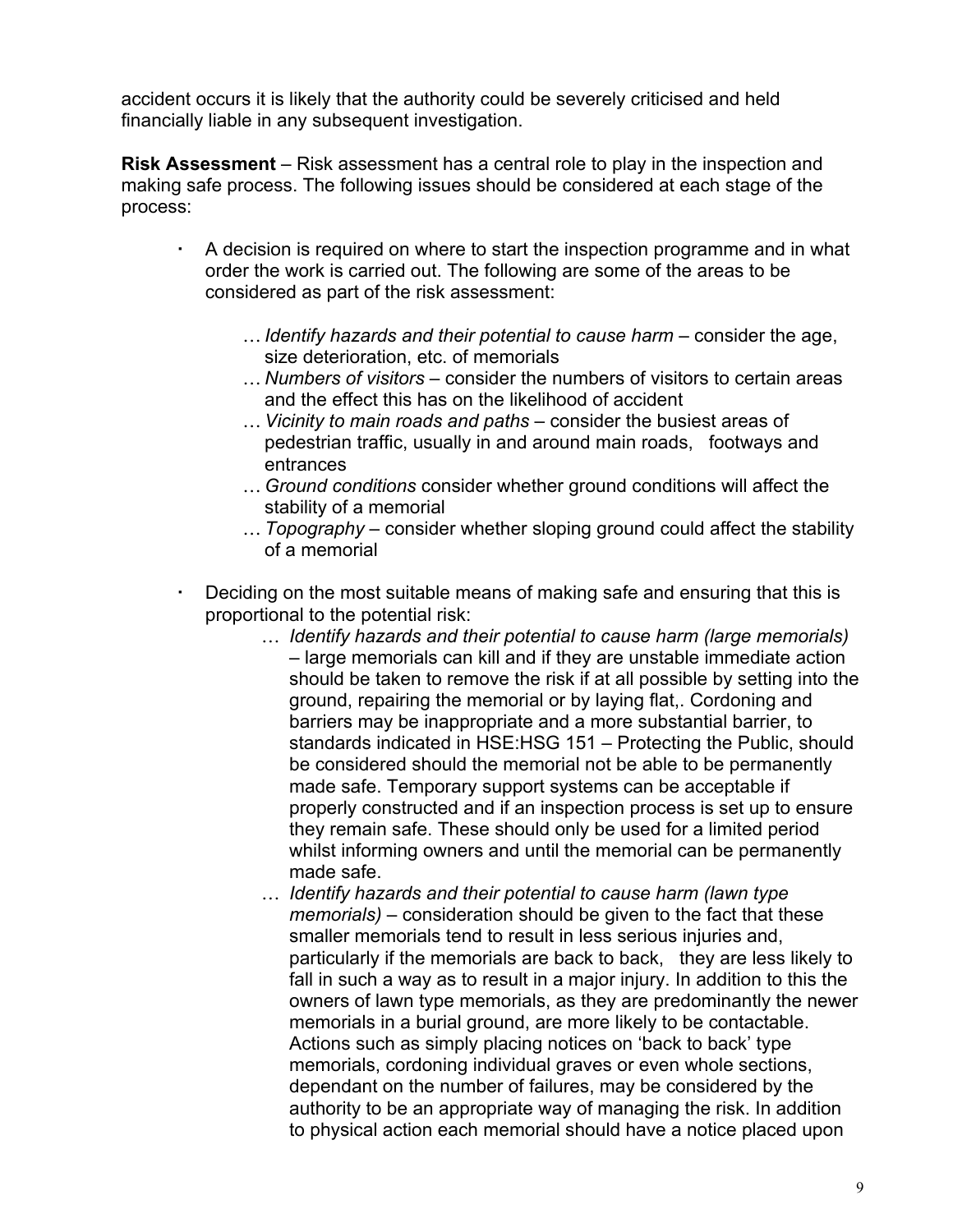accident occurs it is likely that the authority could be severely criticised and held financially liable in any subsequent investigation.

**Risk Assessment** – Risk assessment has a central role to play in the inspection and making safe process. The following issues should be considered at each stage of the process:

- A decision is required on where to start the inspection programme and in what order the work is carried out. The following are some of the areas to be considered as part of the risk assessment:
    - … *Identify hazards and their potential to cause harm* – consider the age, size deterioration, etc. of memorials
    - … *Numbers of visitors* – consider the numbers of visitors to certain areas and the effect this has on the likelihood of accident
    - … *Vicinity to main roads and paths* – consider the busiest areas of pedestrian traffic, usually in and around main roads, footways and entrances
    - … *Ground conditions* consider whether ground conditions will affect the stability of a memorial
    - … *Topography* – consider whether sloping ground could affect the stability of a memorial

- Deciding on the most suitable means of making safe and ensuring that this is proportional to the potential risk:
    - … *Identify hazards and their potential to cause harm (large memorials)* – large memorials can kill and if they are unstable immediate action should be taken to remove the risk if at all possible by setting into the ground, repairing the memorial or by laying flat,. Cordoning and barriers may be inappropriate and a more substantial barrier, to standards indicated in HSE:HSG 151 – Protecting the Public, should be considered should the memorial not be able to be permanently made safe. Temporary support systems can be acceptable if properly constructed and if an inspection process is set up to ensure they remain safe. These should only be used for a limited period whilst informing owners and until the memorial can be permanently made safe.
    - … *Identify hazards and their potential to cause harm (lawn type memorials)* – consideration should be given to the fact that these smaller memorials tend to result in less serious injuries and, particularly if the memorials are back to back, they are less likely to fall in such a way as to result in a major injury. In addition to this the owners of lawn type memorials, as they are predominantly the newer memorials in a burial ground, are more likely to be contactable. Actions such as simply placing notices on 'back to back' type memorials, cordoning individual graves or even whole sections, dependant on the number of failures, may be considered by the authority to be an appropriate way of managing the risk. In addition to physical action each memorial should have a notice placed upon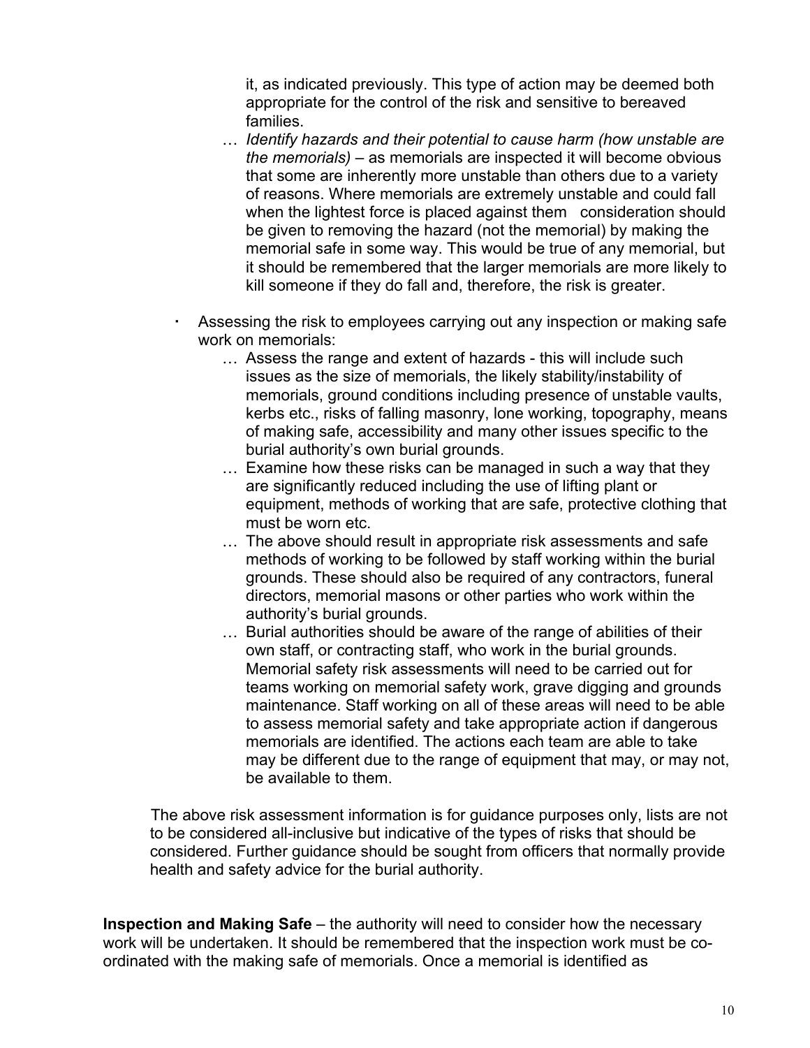it, as indicated previously. This type of action may be deemed both appropriate for the control of the risk and sensitive to bereaved families.

- *Identify hazards and their potential to cause harm (how unstable are the memorials)* – as memorials are inspected it will become obvious that some are inherently more unstable than others due to a variety of reasons. Where memorials are extremely unstable and could fall when the lightest force is placed against them consideration should be given to removing the hazard (not the memorial) by making the memorial safe in some way. This would be true of any memorial, but it should be remembered that the larger memorials are more likely to kill someone if they do fall and, therefore, the risk is greater.

- Assessing the risk to employees carrying out any inspection or making safe work on memorials:
  - Assess the range and extent of hazards - this will include such issues as the size of memorials, the likely stability/instability of memorials, ground conditions including presence of unstable vaults, kerbs etc., risks of falling masonry, lone working, topography, means of making safe, accessibility and many other issues specific to the burial authority's own burial grounds.
  - Examine how these risks can be managed in such a way that they are significantly reduced including the use of lifting plant or equipment, methods of working that are safe, protective clothing that must be worn etc.
  - The above should result in appropriate risk assessments and safe methods of working to be followed by staff working within the burial grounds. These should also be required of any contractors, funeral directors, memorial masons or other parties who work within the authority's burial grounds.
  - Burial authorities should be aware of the range of abilities of their own staff, or contracting staff, who work in the burial grounds. Memorial safety risk assessments will need to be carried out for teams working on memorial safety work, grave digging and grounds maintenance. Staff working on all of these areas will need to be able to assess memorial safety and take appropriate action if dangerous memorials are identified. The actions each team are able to take may be different due to the range of equipment that may, or may not, be available to them.

The above risk assessment information is for guidance purposes only, lists are not to be considered all-inclusive but indicative of the types of risks that should be considered. Further guidance should be sought from officers that normally provide health and safety advice for the burial authority.

**Inspection and Making Safe** – the authority will need to consider how the necessary work will be undertaken. It should be remembered that the inspection work must be co-ordinated with the making safe of memorials. Once a memorial is identified as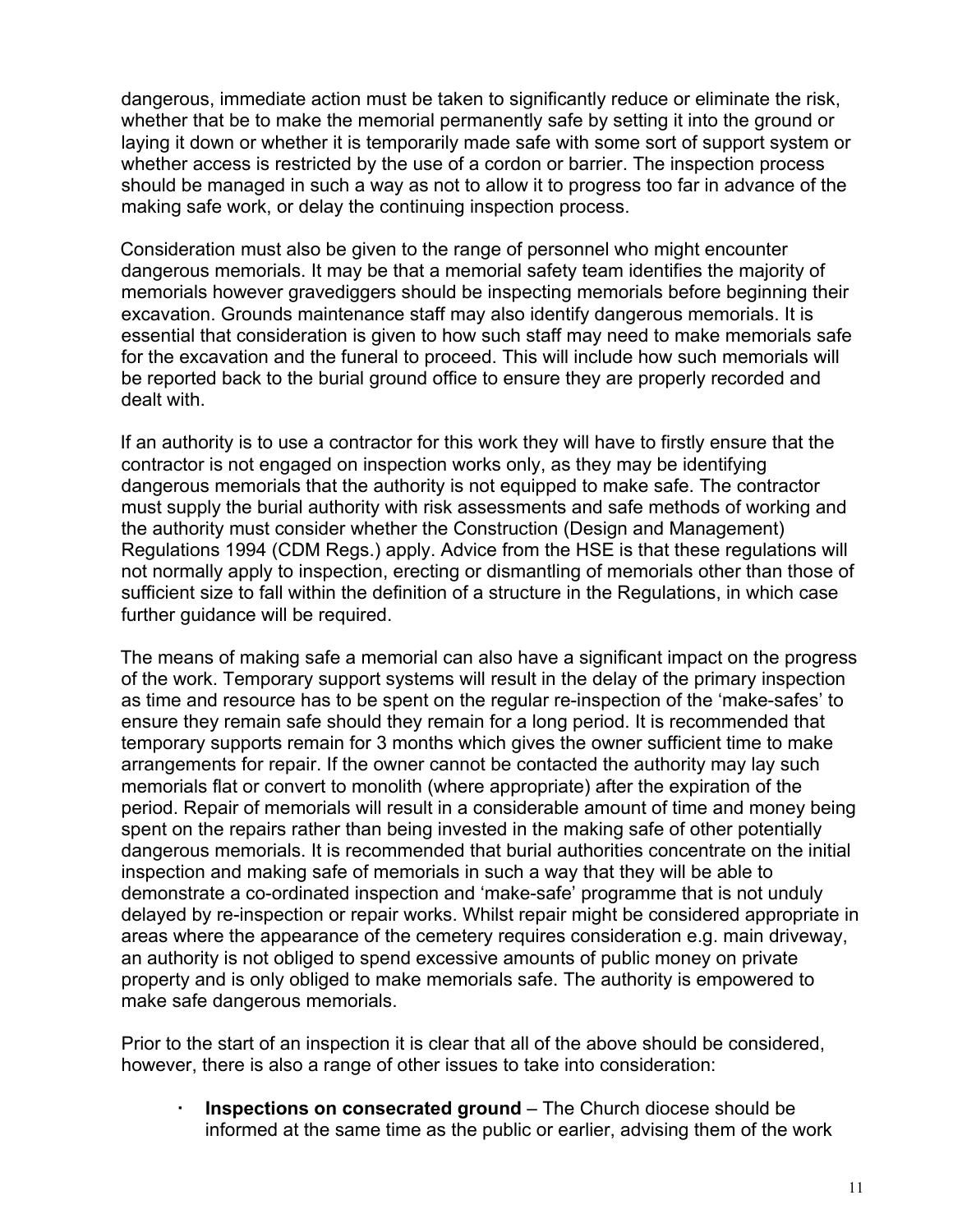dangerous, immediate action must be taken to significantly reduce or eliminate the risk, whether that be to make the memorial permanently safe by setting it into the ground or laying it down or whether it is temporarily made safe with some sort of support system or whether access is restricted by the use of a cordon or barrier. The inspection process should be managed in such a way as not to allow it to progress too far in advance of the making safe work, or delay the continuing inspection process.

Consideration must also be given to the range of personnel who might encounter dangerous memorials. It may be that a memorial safety team identifies the majority of memorials however gravediggers should be inspecting memorials before beginning their excavation. Grounds maintenance staff may also identify dangerous memorials. It is essential that consideration is given to how such staff may need to make memorials safe for the excavation and the funeral to proceed. This will include how such memorials will be reported back to the burial ground office to ensure they are properly recorded and dealt with.

If an authority is to use a contractor for this work they will have to firstly ensure that the contractor is not engaged on inspection works only, as they may be identifying dangerous memorials that the authority is not equipped to make safe. The contractor must supply the burial authority with risk assessments and safe methods of working and the authority must consider whether the Construction (Design and Management) Regulations 1994 (CDM Regs.) apply. Advice from the HSE is that these regulations will not normally apply to inspection, erecting or dismantling of memorials other than those of sufficient size to fall within the definition of a structure in the Regulations, in which case further guidance will be required.

The means of making safe a memorial can also have a significant impact on the progress of the work. Temporary support systems will result in the delay of the primary inspection as time and resource has to be spent on the regular re-inspection of the 'make-safes' to ensure they remain safe should they remain for a long period. It is recommended that temporary supports remain for 3 months which gives the owner sufficient time to make arrangements for repair. If the owner cannot be contacted the authority may lay such memorials flat or convert to monolith (where appropriate) after the expiration of the period. Repair of memorials will result in a considerable amount of time and money being spent on the repairs rather than being invested in the making safe of other potentially dangerous memorials. It is recommended that burial authorities concentrate on the initial inspection and making safe of memorials in such a way that they will be able to demonstrate a co-ordinated inspection and 'make-safe' programme that is not unduly delayed by re-inspection or repair works. Whilst repair might be considered appropriate in areas where the appearance of the cemetery requires consideration e.g. main driveway, an authority is not obliged to spend excessive amounts of public money on private property and is only obliged to make memorials safe. The authority is empowered to make safe dangerous memorials.

Prior to the start of an inspection it is clear that all of the above should be considered, however, there is also a range of other issues to take into consideration:

- **Inspections on consecrated ground** – The Church diocese should be informed at the same time as the public or earlier, advising them of the work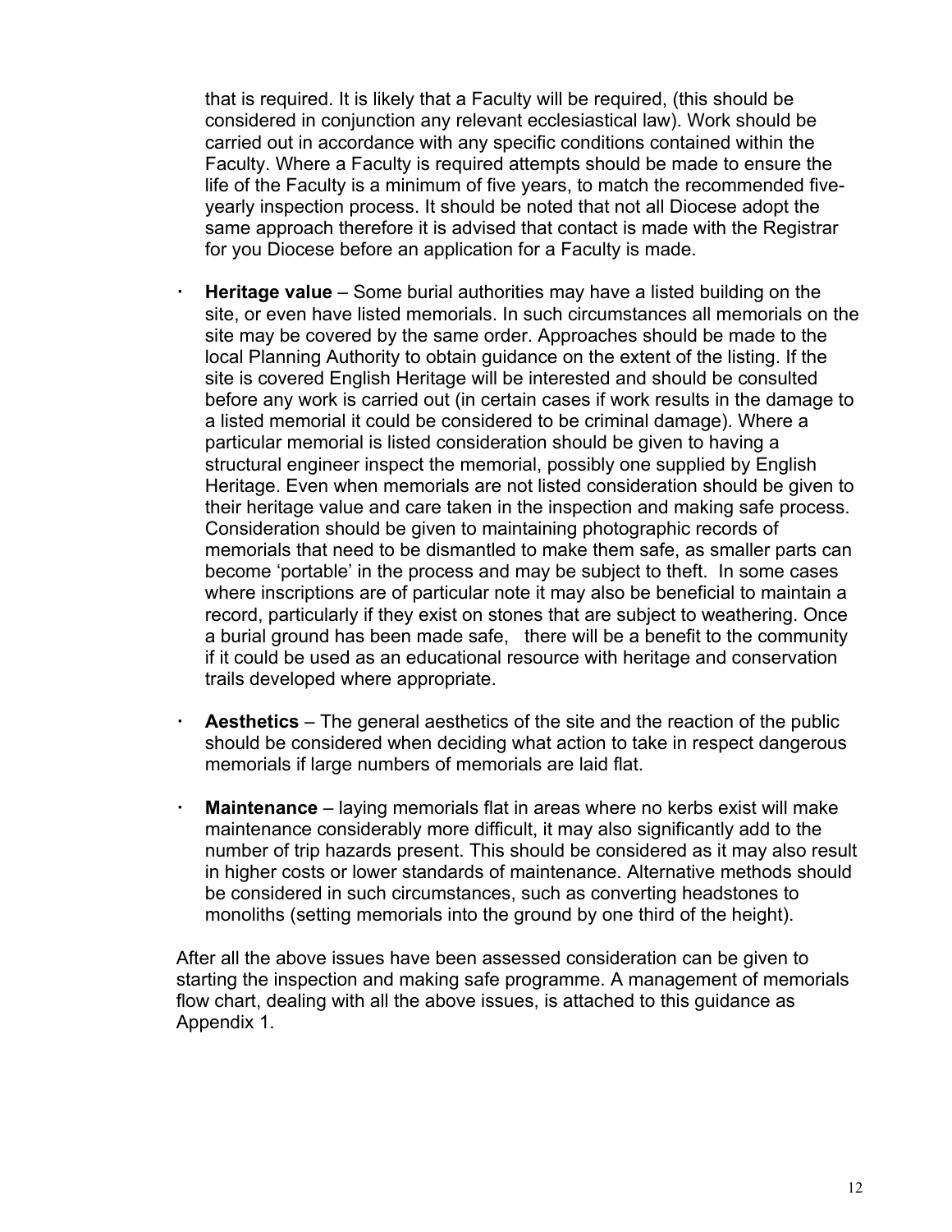that is required. It is likely that a Faculty will be required, (this should be considered in conjunction any relevant ecclesiastical law). Work should be carried out in accordance with any specific conditions contained within the Faculty. Where a Faculty is required attempts should be made to ensure the life of the Faculty is a minimum of five years, to match the recommended five-yearly inspection process. It should be noted that not all Diocese adopt the same approach therefore it is advised that contact is made with the Registrar for you Diocese before an application for a Faculty is made.

- **Heritage value** – Some burial authorities may have a listed building on the site, or even have listed memorials. In such circumstances all memorials on the site may be covered by the same order. Approaches should be made to the local Planning Authority to obtain guidance on the extent of the listing. If the site is covered English Heritage will be interested and should be consulted before any work is carried out (in certain cases if work results in the damage to a listed memorial it could be considered to be criminal damage). Where a particular memorial is listed consideration should be given to having a structural engineer inspect the memorial, possibly one supplied by English Heritage. Even when memorials are not listed consideration should be given to their heritage value and care taken in the inspection and making safe process. Consideration should be given to maintaining photographic records of memorials that need to be dismantled to make them safe, as smaller parts can become 'portable' in the process and may be subject to theft. In some cases where inscriptions are of particular note it may also be beneficial to maintain a record, particularly if they exist on stones that are subject to weathering. Once a burial ground has been made safe, there will be a benefit to the community if it could be used as an educational resource with heritage and conservation trails developed where appropriate.

- **Aesthetics** – The general aesthetics of the site and the reaction of the public should be considered when deciding what action to take in respect dangerous memorials if large numbers of memorials are laid flat.

- **Maintenance** – laying memorials flat in areas where no kerbs exist will make maintenance considerably more difficult, it may also significantly add to the number of trip hazards present. This should be considered as it may also result in higher costs or lower standards of maintenance. Alternative methods should be considered in such circumstances, such as converting headstones to monoliths (setting memorials into the ground by one third of the height).

After all the above issues have been assessed consideration can be given to starting the inspection and making safe programme. A management of memorials flow chart, dealing with all the above issues, is attached to this guidance as Appendix 1.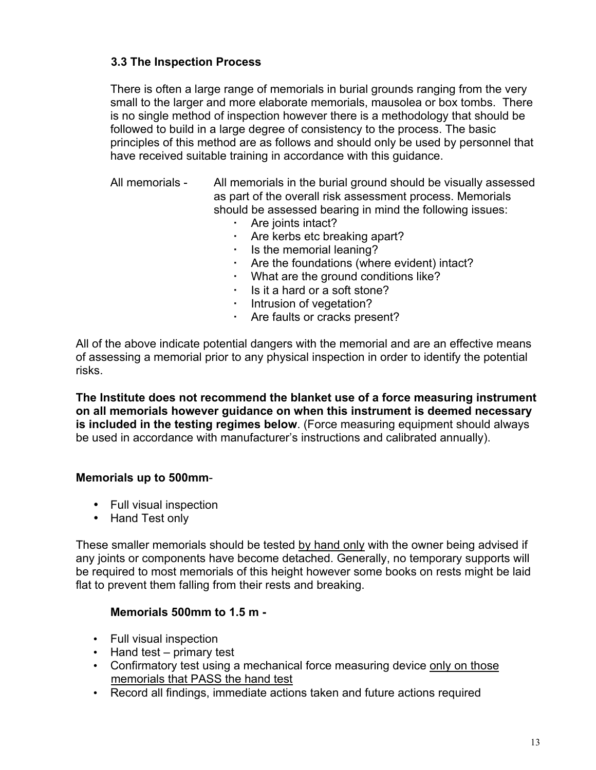### 3.3 The Inspection Process

There is often a large range of memorials in burial grounds ranging from the very small to the larger and more elaborate memorials, mausolea or box tombs. There is no single method of inspection however there is a methodology that should be followed to build in a large degree of consistency to the process. The basic principles of this method are as follows and should only be used by personnel that have received suitable training in accordance with this guidance.

All memorials - All memorials in the burial ground should be visually assessed as part of the overall risk assessment process. Memorials should be assessed bearing in mind the following issues:

- Are joints intact?
- Are kerbs etc breaking apart?
- Is the memorial leaning?
- Are the foundations (where evident) intact?
- What are the ground conditions like?
- Is it a hard or a soft stone?
- Intrusion of vegetation?
- Are faults or cracks present?

All of the above indicate potential dangers with the memorial and are an effective means of assessing a memorial prior to any physical inspection in order to identify the potential risks.

**The Institute does not recommend the blanket use of a force measuring instrument on all memorials however guidance on when this instrument is deemed necessary is included in the testing regimes below**. (Force measuring equipment should always be used in accordance with manufacturer's instructions and calibrated annually).

**Memorials up to 500mm**-

- Full visual inspection
- Hand Test only

These smaller memorials should be tested by hand only with the owner being advised if any joints or components have become detached. Generally, no temporary supports will be required to most memorials of this height however some books on rests might be laid flat to prevent them falling from their rests and breaking.

**Memorials 500mm to 1.5 m -**

- Full visual inspection
- Hand test – primary test
- Confirmatory test using a mechanical force measuring device only on those memorials that PASS the hand test
- Record all findings, immediate actions taken and future actions required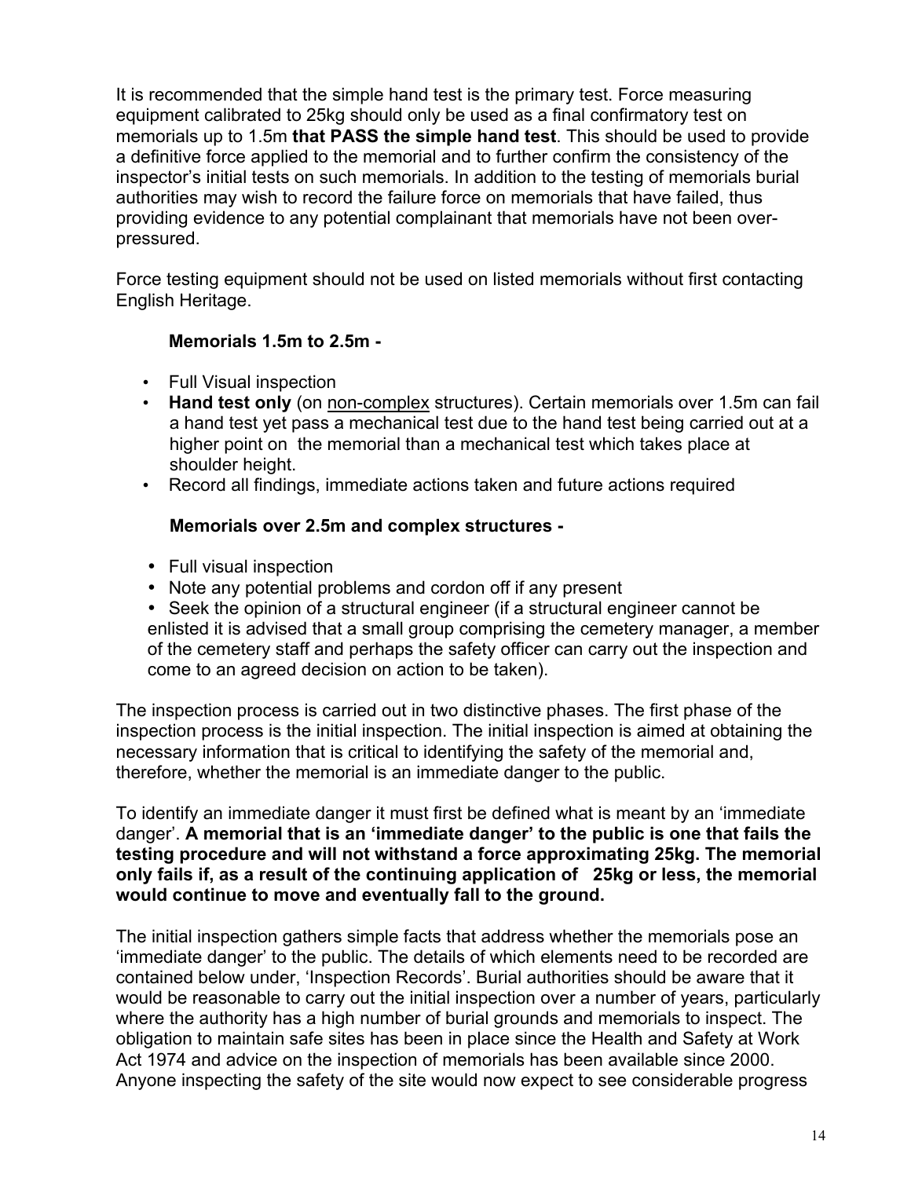It is recommended that the simple hand test is the primary test. Force measuring equipment calibrated to 25kg should only be used as a final confirmatory test on memorials up to 1.5m **that PASS the simple hand test**. This should be used to provide a definitive force applied to the memorial and to further confirm the consistency of the inspector's initial tests on such memorials. In addition to the testing of memorials burial authorities may wish to record the failure force on memorials that have failed, thus providing evidence to any potential complainant that memorials have not been over-pressured.

Force testing equipment should not be used on listed memorials without first contacting English Heritage.

**Memorials 1.5m to 2.5m -**

- Full Visual inspection
- **Hand test only** (on <u>non-complex</u> structures). Certain memorials over 1.5m can fail a hand test yet pass a mechanical test due to the hand test being carried out at a higher point on the memorial than a mechanical test which takes place at shoulder height.
- Record all findings, immediate actions taken and future actions required

**Memorials over 2.5m and complex structures -**

- Full visual inspection
- Note any potential problems and cordon off if any present
- Seek the opinion of a structural engineer (if a structural engineer cannot be enlisted it is advised that a small group comprising the cemetery manager, a member of the cemetery staff and perhaps the safety officer can carry out the inspection and come to an agreed decision on action to be taken).

The inspection process is carried out in two distinctive phases. The first phase of the inspection process is the initial inspection. The initial inspection is aimed at obtaining the necessary information that is critical to identifying the safety of the memorial and, therefore, whether the memorial is an immediate danger to the public.

To identify an immediate danger it must first be defined what is meant by an 'immediate danger'. **A memorial that is an 'immediate danger' to the public is one that fails the testing procedure and will not withstand a force approximating 25kg. The memorial only fails if, as a result of the continuing application of 25kg or less, the memorial would continue to move and eventually fall to the ground.**

The initial inspection gathers simple facts that address whether the memorials pose an 'immediate danger' to the public. The details of which elements need to be recorded are contained below under, 'Inspection Records'. Burial authorities should be aware that it would be reasonable to carry out the initial inspection over a number of years, particularly where the authority has a high number of burial grounds and memorials to inspect. The obligation to maintain safe sites has been in place since the Health and Safety at Work Act 1974 and advice on the inspection of memorials has been available since 2000. Anyone inspecting the safety of the site would now expect to see considerable progress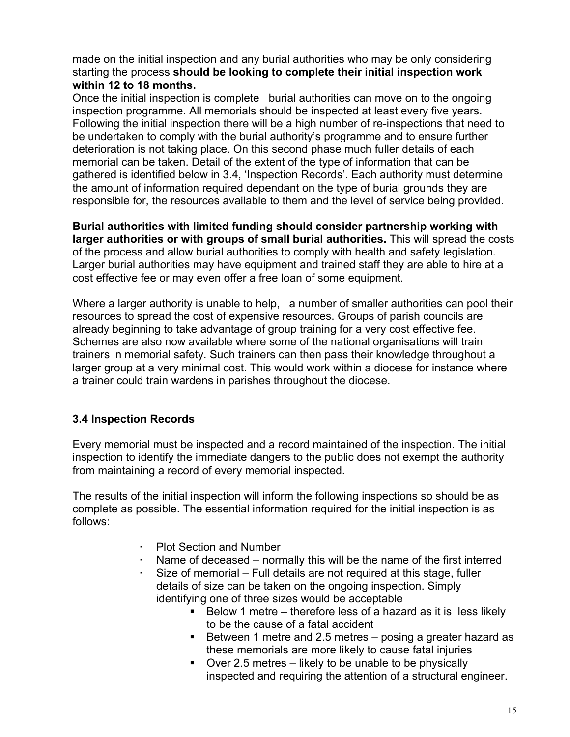made on the initial inspection and any burial authorities who may be only considering starting the process **should be looking to complete their initial inspection work within 12 to 18 months.**

Once the initial inspection is complete burial authorities can move on to the ongoing inspection programme. All memorials should be inspected at least every five years. Following the initial inspection there will be a high number of re-inspections that need to be undertaken to comply with the burial authority's programme and to ensure further deterioration is not taking place. On this second phase much fuller details of each memorial can be taken. Detail of the extent of the type of information that can be gathered is identified below in 3.4, 'Inspection Records'. Each authority must determine the amount of information required dependant on the type of burial grounds they are responsible for, the resources available to them and the level of service being provided.

**Burial authorities with limited funding should consider partnership working with larger authorities or with groups of small burial authorities.** This will spread the costs of the process and allow burial authorities to comply with health and safety legislation. Larger burial authorities may have equipment and trained staff they are able to hire at a cost effective fee or may even offer a free loan of some equipment.

Where a larger authority is unable to help, a number of smaller authorities can pool their resources to spread the cost of expensive resources. Groups of parish councils are already beginning to take advantage of group training for a very cost effective fee. Schemes are also now available where some of the national organisations will train trainers in memorial safety. Such trainers can then pass their knowledge throughout a larger group at a very minimal cost. This would work within a diocese for instance where a trainer could train wardens in parishes throughout the diocese.

### 3.4 Inspection Records

Every memorial must be inspected and a record maintained of the inspection. The initial inspection to identify the immediate dangers to the public does not exempt the authority from maintaining a record of every memorial inspected.

The results of the initial inspection will inform the following inspections so should be as complete as possible. The essential information required for the initial inspection is as follows:

- Plot Section and Number
- Name of deceased – normally this will be the name of the first interred
- Size of memorial – Full details are not required at this stage, fuller details of size can be taken on the ongoing inspection. Simply identifying one of three sizes would be acceptable
  - Below 1 metre – therefore less of a hazard as it is less likely to be the cause of a fatal accident
  - Between 1 metre and 2.5 metres – posing a greater hazard as these memorials are more likely to cause fatal injuries
  - Over 2.5 metres – likely to be unable to be physically inspected and requiring the attention of a structural engineer.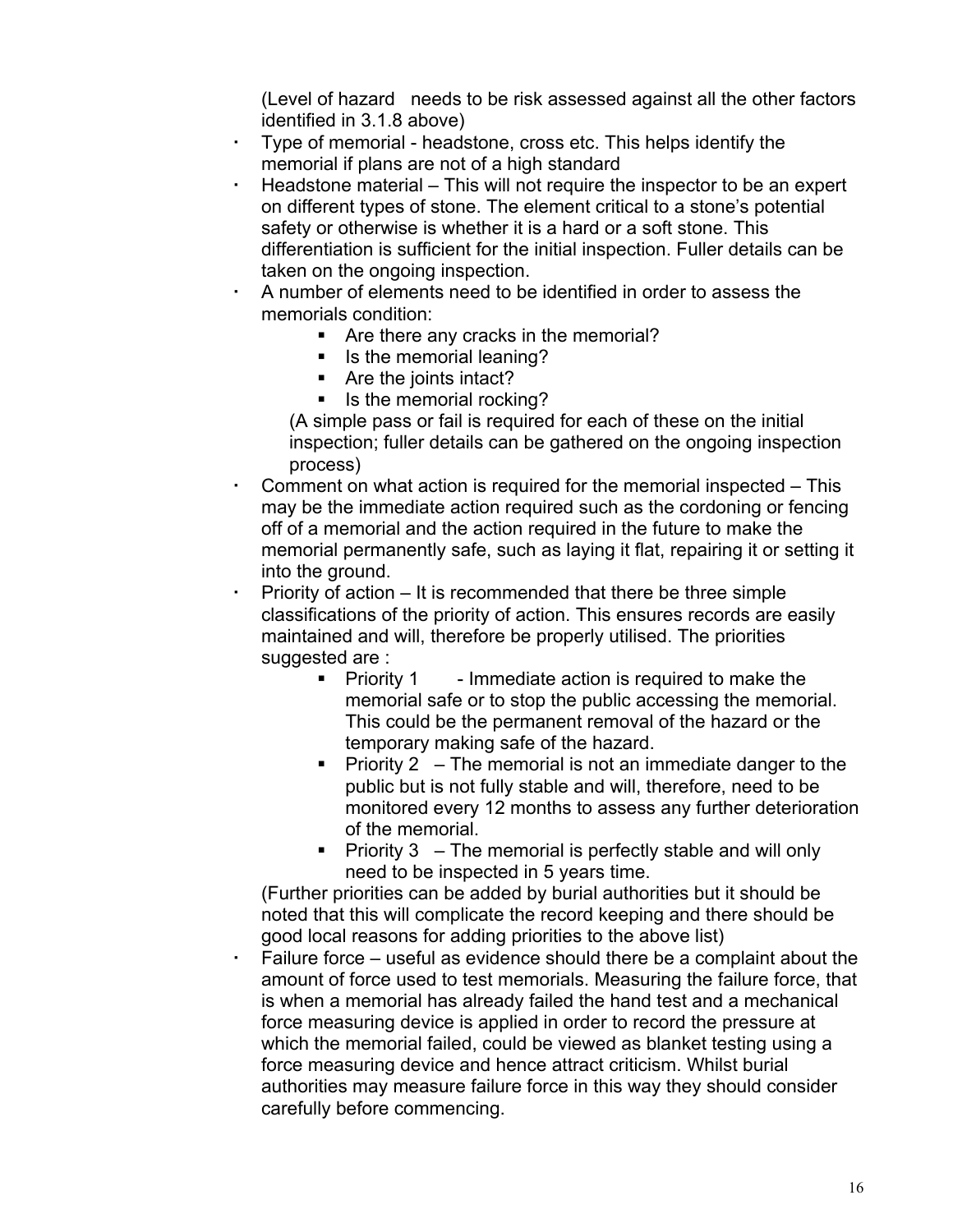(Level of hazard needs to be risk assessed against all the other factors identified in 3.1.8 above)

- Type of memorial - headstone, cross etc. This helps identify the memorial if plans are not of a high standard
- Headstone material – This will not require the inspector to be an expert on different types of stone. The element critical to a stone's potential safety or otherwise is whether it is a hard or a soft stone. This differentiation is sufficient for the initial inspection. Fuller details can be taken on the ongoing inspection.
- A number of elements need to be identified in order to assess the memorials condition:
    - Are there any cracks in the memorial?
    - Is the memorial leaning?
    - Are the joints intact?
    - Is the memorial rocking?

  (A simple pass or fail is required for each of these on the initial inspection; fuller details can be gathered on the ongoing inspection process)
- Comment on what action is required for the memorial inspected – This may be the immediate action required such as the cordoning or fencing off of a memorial and the action required in the future to make the memorial permanently safe, such as laying it flat, repairing it or setting it into the ground.
- Priority of action – It is recommended that there be three simple classifications of the priority of action. This ensures records are easily maintained and will, therefore be properly utilised. The priorities suggested are :
    - Priority 1 - Immediate action is required to make the memorial safe or to stop the public accessing the memorial. This could be the permanent removal of the hazard or the temporary making safe of the hazard.
    - Priority 2 – The memorial is not an immediate danger to the public but is not fully stable and will, therefore, need to be monitored every 12 months to assess any further deterioration of the memorial.
    - Priority 3 – The memorial is perfectly stable and will only need to be inspected in 5 years time.

  (Further priorities can be added by burial authorities but it should be noted that this will complicate the record keeping and there should be good local reasons for adding priorities to the above list)
- Failure force – useful as evidence should there be a complaint about the amount of force used to test memorials. Measuring the failure force, that is when a memorial has already failed the hand test and a mechanical force measuring device is applied in order to record the pressure at which the memorial failed, could be viewed as blanket testing using a force measuring device and hence attract criticism. Whilst burial authorities may measure failure force in this way they should consider carefully before commencing.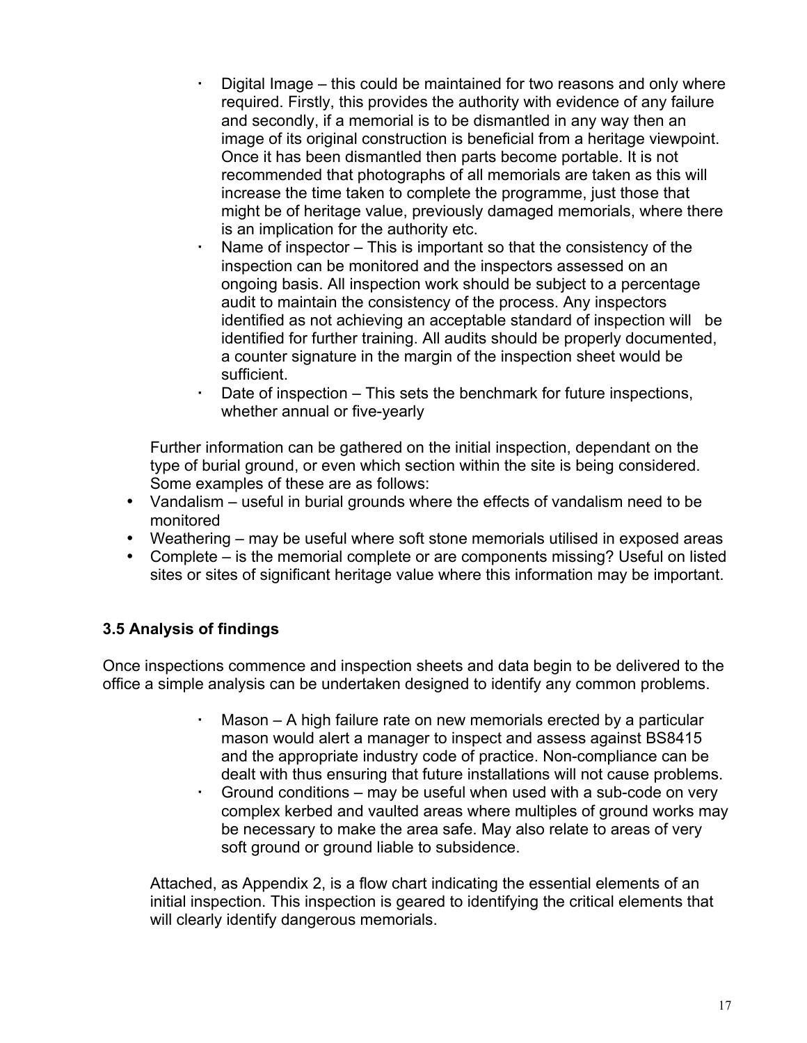- Digital Image – this could be maintained for two reasons and only where required. Firstly, this provides the authority with evidence of any failure and secondly, if a memorial is to be dismantled in any way then an image of its original construction is beneficial from a heritage viewpoint. Once it has been dismantled then parts become portable. It is not recommended that photographs of all memorials are taken as this will increase the time taken to complete the programme, just those that might be of heritage value, previously damaged memorials, where there is an implication for the authority etc.
- Name of inspector – This is important so that the consistency of the inspection can be monitored and the inspectors assessed on an ongoing basis. All inspection work should be subject to a percentage audit to maintain the consistency of the process. Any inspectors identified as not achieving an acceptable standard of inspection will be identified for further training. All audits should be properly documented, a counter signature in the margin of the inspection sheet would be sufficient.
- Date of inspection – This sets the benchmark for future inspections, whether annual or five-yearly

Further information can be gathered on the initial inspection, dependant on the type of burial ground, or even which section within the site is being considered. Some examples of these are as follows:

- Vandalism – useful in burial grounds where the effects of vandalism need to be monitored
- Weathering – may be useful where soft stone memorials utilised in exposed areas
- Complete – is the memorial complete or are components missing? Useful on listed sites or sites of significant heritage value where this information may be important.

### 3.5 Analysis of findings

Once inspections commence and inspection sheets and data begin to be delivered to the office a simple analysis can be undertaken designed to identify any common problems.

- Mason – A high failure rate on new memorials erected by a particular mason would alert a manager to inspect and assess against BS8415 and the appropriate industry code of practice. Non-compliance can be dealt with thus ensuring that future installations will not cause problems.
- Ground conditions – may be useful when used with a sub-code on very complex kerbed and vaulted areas where multiples of ground works may be necessary to make the area safe. May also relate to areas of very soft ground or ground liable to subsidence.

Attached, as Appendix 2, is a flow chart indicating the essential elements of an initial inspection. This inspection is geared to identifying the critical elements that will clearly identify dangerous memorials.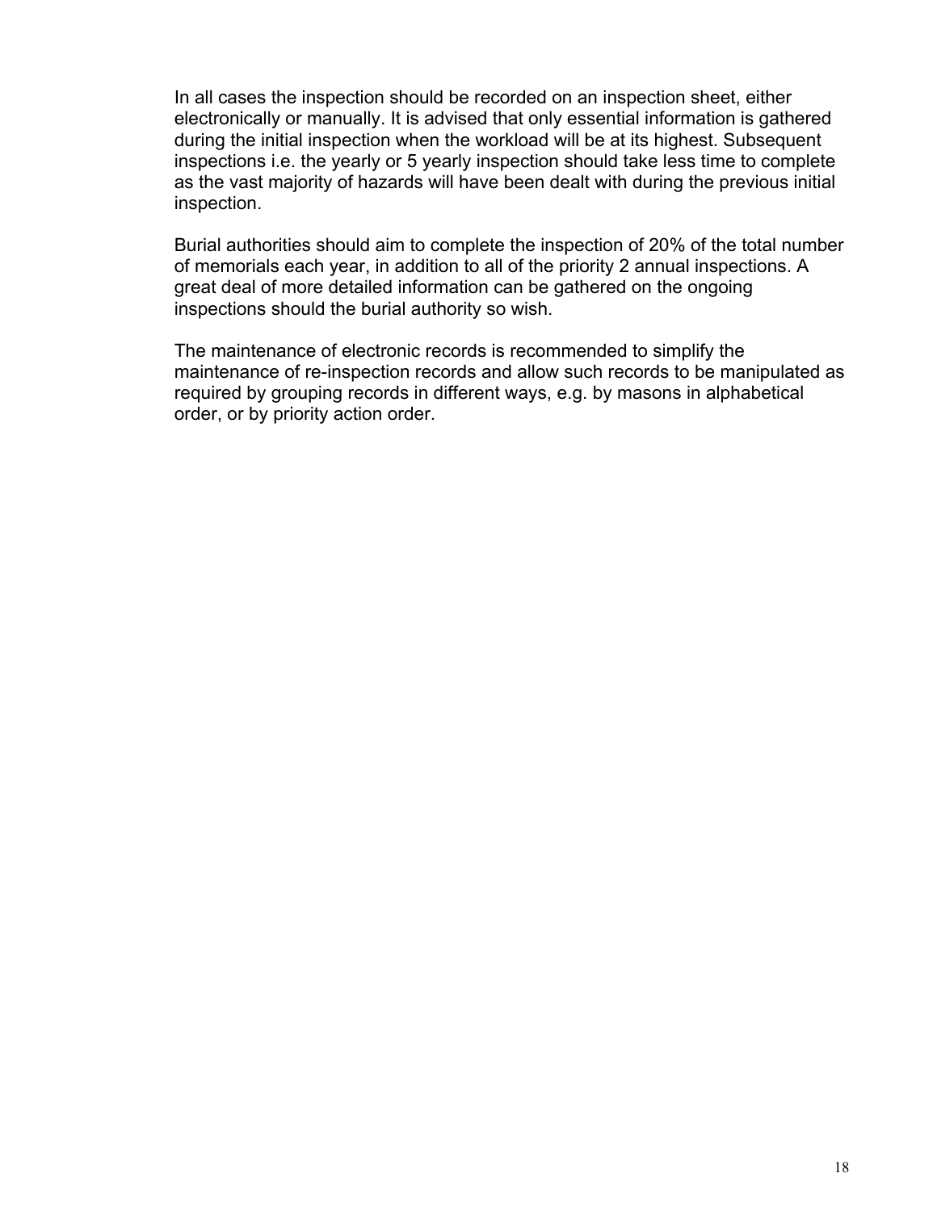In all cases the inspection should be recorded on an inspection sheet, either electronically or manually. It is advised that only essential information is gathered during the initial inspection when the workload will be at its highest. Subsequent inspections i.e. the yearly or 5 yearly inspection should take less time to complete as the vast majority of hazards will have been dealt with during the previous initial inspection.

Burial authorities should aim to complete the inspection of 20% of the total number of memorials each year, in addition to all of the priority 2 annual inspections. A great deal of more detailed information can be gathered on the ongoing inspections should the burial authority so wish.

The maintenance of electronic records is recommended to simplify the maintenance of re-inspection records and allow such records to be manipulated as required by grouping records in different ways, e.g. by masons in alphabetical order, or by priority action order.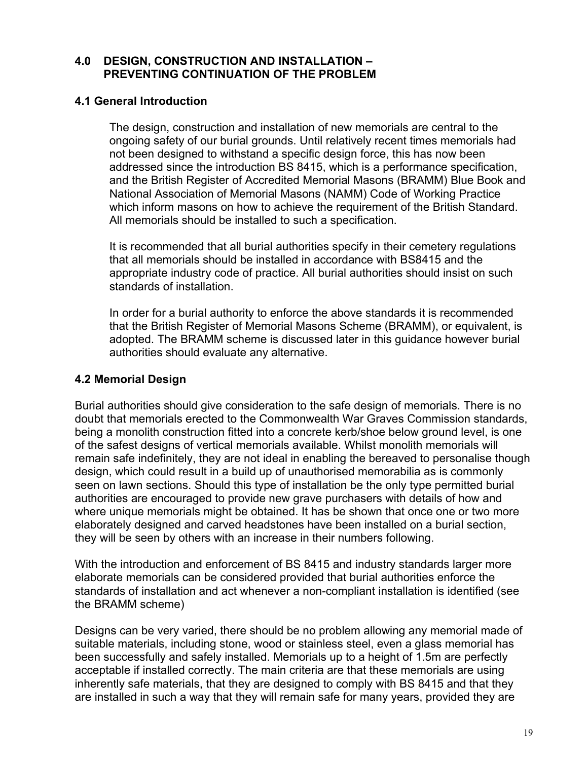## 4.0 DESIGN, CONSTRUCTION AND INSTALLATION – PREVENTING CONTINUATION OF THE PROBLEM

### 4.1 General Introduction

The design, construction and installation of new memorials are central to the ongoing safety of our burial grounds. Until relatively recent times memorials had not been designed to withstand a specific design force, this has now been addressed since the introduction BS 8415, which is a performance specification, and the British Register of Accredited Memorial Masons (BRAMM) Blue Book and National Association of Memorial Masons (NAMM) Code of Working Practice which inform masons on how to achieve the requirement of the British Standard. All memorials should be installed to such a specification.

It is recommended that all burial authorities specify in their cemetery regulations that all memorials should be installed in accordance with BS8415 and the appropriate industry code of practice. All burial authorities should insist on such standards of installation.

In order for a burial authority to enforce the above standards it is recommended that the British Register of Memorial Masons Scheme (BRAMM), or equivalent, is adopted. The BRAMM scheme is discussed later in this guidance however burial authorities should evaluate any alternative.

### 4.2 Memorial Design

Burial authorities should give consideration to the safe design of memorials. There is no doubt that memorials erected to the Commonwealth War Graves Commission standards, being a monolith construction fitted into a concrete kerb/shoe below ground level, is one of the safest designs of vertical memorials available. Whilst monolith memorials will remain safe indefinitely, they are not ideal in enabling the bereaved to personalise though design, which could result in a build up of unauthorised memorabilia as is commonly seen on lawn sections. Should this type of installation be the only type permitted burial authorities are encouraged to provide new grave purchasers with details of how and where unique memorials might be obtained. It has be shown that once one or two more elaborately designed and carved headstones have been installed on a burial section, they will be seen by others with an increase in their numbers following.

With the introduction and enforcement of BS 8415 and industry standards larger more elaborate memorials can be considered provided that burial authorities enforce the standards of installation and act whenever a non-compliant installation is identified (see the BRAMM scheme)

Designs can be very varied, there should be no problem allowing any memorial made of suitable materials, including stone, wood or stainless steel, even a glass memorial has been successfully and safely installed. Memorials up to a height of 1.5m are perfectly acceptable if installed correctly. The main criteria are that these memorials are using inherently safe materials, that they are designed to comply with BS 8415 and that they are installed in such a way that they will remain safe for many years, provided they are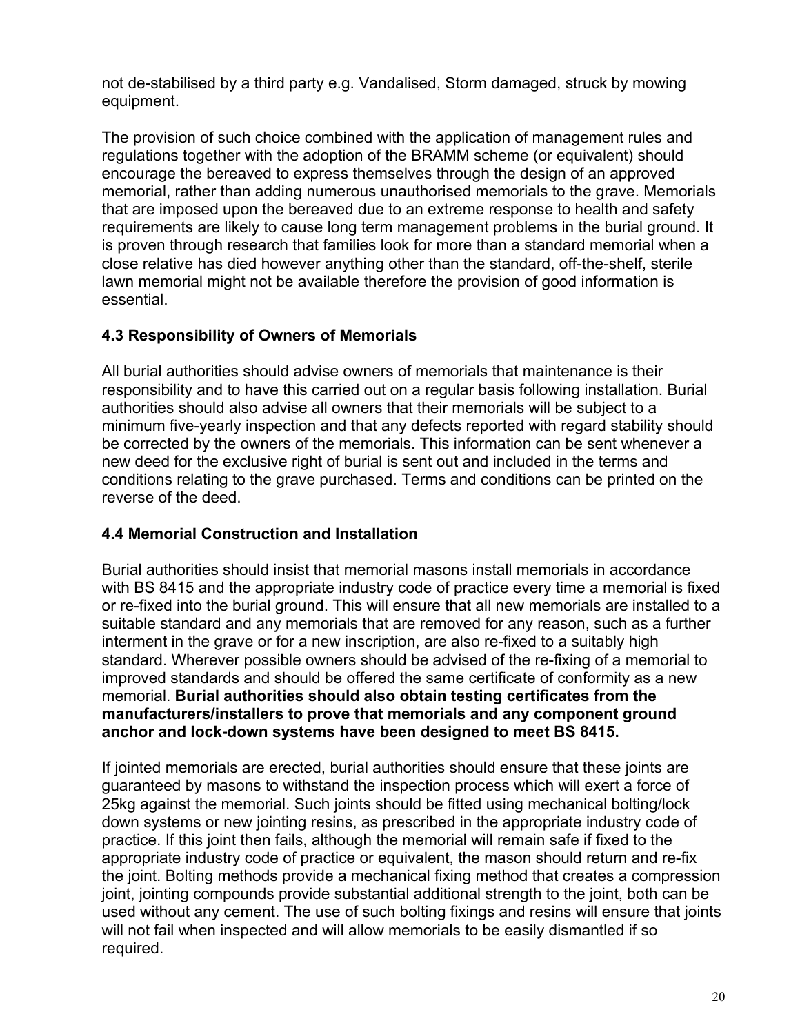not de-stabilised by a third party e.g. Vandalised, Storm damaged, struck by mowing equipment.

The provision of such choice combined with the application of management rules and regulations together with the adoption of the BRAMM scheme (or equivalent) should encourage the bereaved to express themselves through the design of an approved memorial, rather than adding numerous unauthorised memorials to the grave. Memorials that are imposed upon the bereaved due to an extreme response to health and safety requirements are likely to cause long term management problems in the burial ground. It is proven through research that families look for more than a standard memorial when a close relative has died however anything other than the standard, off-the-shelf, sterile lawn memorial might not be available therefore the provision of good information is essential.

### 4.3 Responsibility of Owners of Memorials

All burial authorities should advise owners of memorials that maintenance is their responsibility and to have this carried out on a regular basis following installation. Burial authorities should also advise all owners that their memorials will be subject to a minimum five-yearly inspection and that any defects reported with regard stability should be corrected by the owners of the memorials. This information can be sent whenever a new deed for the exclusive right of burial is sent out and included in the terms and conditions relating to the grave purchased. Terms and conditions can be printed on the reverse of the deed.

### 4.4 Memorial Construction and Installation

Burial authorities should insist that memorial masons install memorials in accordance with BS 8415 and the appropriate industry code of practice every time a memorial is fixed or re-fixed into the burial ground. This will ensure that all new memorials are installed to a suitable standard and any memorials that are removed for any reason, such as a further interment in the grave or for a new inscription, are also re-fixed to a suitably high standard. Wherever possible owners should be advised of the re-fixing of a memorial to improved standards and should be offered the same certificate of conformity as a new memorial. **Burial authorities should also obtain testing certificates from the manufacturers/installers to prove that memorials and any component ground anchor and lock-down systems have been designed to meet BS 8415.**

If jointed memorials are erected, burial authorities should ensure that these joints are guaranteed by masons to withstand the inspection process which will exert a force of 25kg against the memorial. Such joints should be fitted using mechanical bolting/lock down systems or new jointing resins, as prescribed in the appropriate industry code of practice. If this joint then fails, although the memorial will remain safe if fixed to the appropriate industry code of practice or equivalent, the mason should return and re-fix the joint. Bolting methods provide a mechanical fixing method that creates a compression joint, jointing compounds provide substantial additional strength to the joint, both can be used without any cement. The use of such bolting fixings and resins will ensure that joints will not fail when inspected and will allow memorials to be easily dismantled if so required.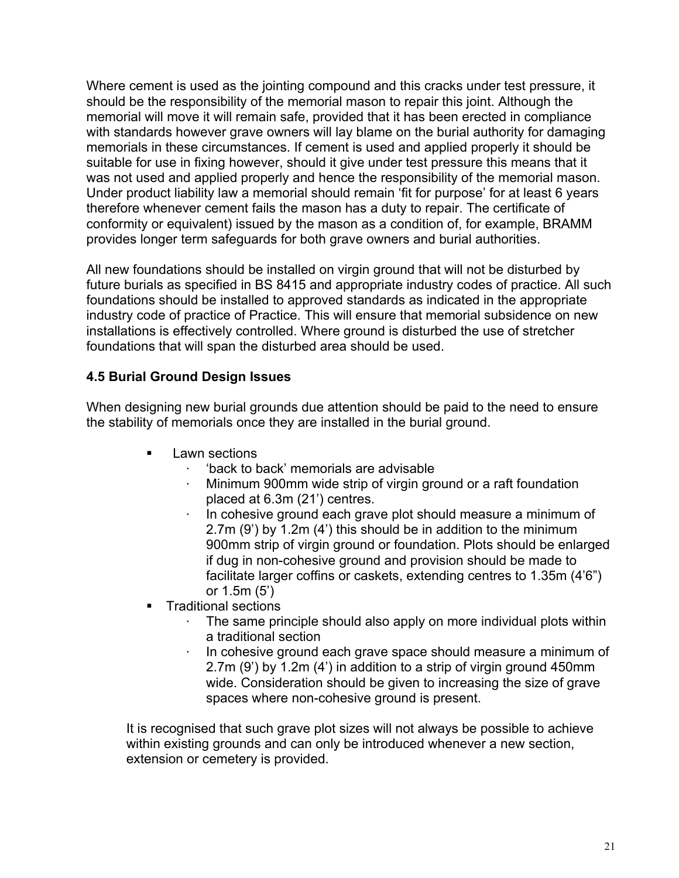Where cement is used as the jointing compound and this cracks under test pressure, it should be the responsibility of the memorial mason to repair this joint. Although the memorial will move it will remain safe, provided that it has been erected in compliance with standards however grave owners will lay blame on the burial authority for damaging memorials in these circumstances. If cement is used and applied properly it should be suitable for use in fixing however, should it give under test pressure this means that it was not used and applied properly and hence the responsibility of the memorial mason. Under product liability law a memorial should remain 'fit for purpose' for at least 6 years therefore whenever cement fails the mason has a duty to repair. The certificate of conformity or equivalent) issued by the mason as a condition of, for example, BRAMM provides longer term safeguards for both grave owners and burial authorities.

All new foundations should be installed on virgin ground that will not be disturbed by future burials as specified in BS 8415 and appropriate industry codes of practice. All such foundations should be installed to approved standards as indicated in the appropriate industry code of practice of Practice. This will ensure that memorial subsidence on new installations is effectively controlled. Where ground is disturbed the use of stretcher foundations that will span the disturbed area should be used.

### 4.5 Burial Ground Design Issues

When designing new burial grounds due attention should be paid to the need to ensure the stability of memorials once they are installed in the burial ground.

- Lawn sections
  - 'back to back' memorials are advisable
  - Minimum 900mm wide strip of virgin ground or a raft foundation placed at 6.3m (21') centres.
  - In cohesive ground each grave plot should measure a minimum of 2.7m (9') by 1.2m (4') this should be in addition to the minimum 900mm strip of virgin ground or foundation. Plots should be enlarged if dug in non-cohesive ground and provision should be made to facilitate larger coffins or caskets, extending centres to 1.35m (4'6") or 1.5m (5')
- Traditional sections
  - The same principle should also apply on more individual plots within a traditional section
  - In cohesive ground each grave space should measure a minimum of 2.7m (9') by 1.2m (4') in addition to a strip of virgin ground 450mm wide. Consideration should be given to increasing the size of grave spaces where non-cohesive ground is present.

It is recognised that such grave plot sizes will not always be possible to achieve within existing grounds and can only be introduced whenever a new section, extension or cemetery is provided.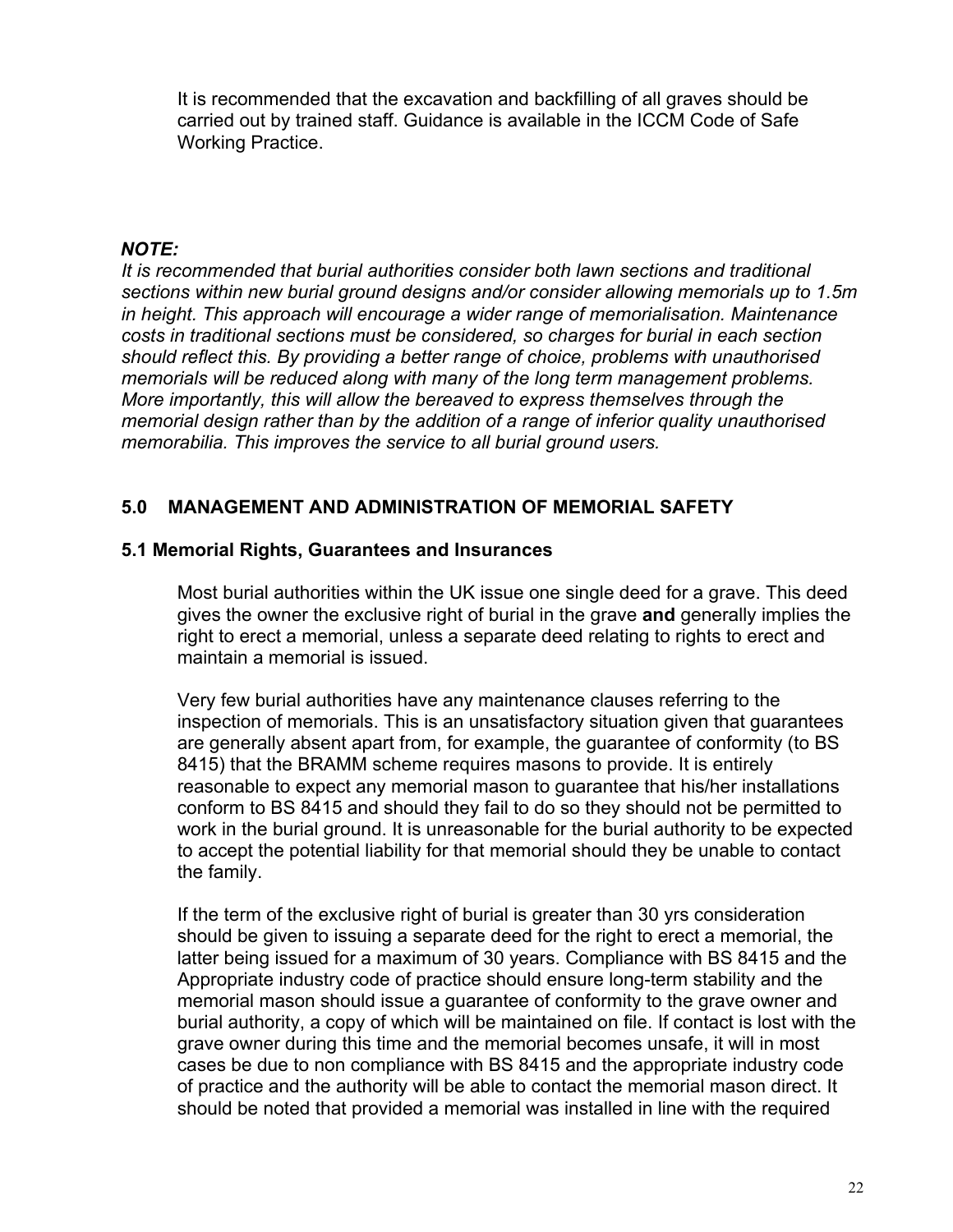It is recommended that the excavation and backfilling of all graves should be carried out by trained staff. Guidance is available in the ICCM Code of Safe Working Practice.

***NOTE:***

*It is recommended that burial authorities consider both lawn sections and traditional sections within new burial ground designs and/or consider allowing memorials up to 1.5m in height. This approach will encourage a wider range of memorialisation. Maintenance costs in traditional sections must be considered, so charges for burial in each section should reflect this. By providing a better range of choice, problems with unauthorised memorials will be reduced along with many of the long term management problems. More importantly, this will allow the bereaved to express themselves through the memorial design rather than by the addition of a range of inferior quality unauthorised memorabilia. This improves the service to all burial ground users.*

## 5.0 MANAGEMENT AND ADMINISTRATION OF MEMORIAL SAFETY

### 5.1 Memorial Rights, Guarantees and Insurances

Most burial authorities within the UK issue one single deed for a grave. This deed gives the owner the exclusive right of burial in the grave **and** generally implies the right to erect a memorial, unless a separate deed relating to rights to erect and maintain a memorial is issued.

Very few burial authorities have any maintenance clauses referring to the inspection of memorials. This is an unsatisfactory situation given that guarantees are generally absent apart from, for example, the guarantee of conformity (to BS 8415) that the BRAMM scheme requires masons to provide. It is entirely reasonable to expect any memorial mason to guarantee that his/her installations conform to BS 8415 and should they fail to do so they should not be permitted to work in the burial ground. It is unreasonable for the burial authority to be expected to accept the potential liability for that memorial should they be unable to contact the family.

If the term of the exclusive right of burial is greater than 30 yrs consideration should be given to issuing a separate deed for the right to erect a memorial, the latter being issued for a maximum of 30 years. Compliance with BS 8415 and the Appropriate industry code of practice should ensure long-term stability and the memorial mason should issue a guarantee of conformity to the grave owner and burial authority, a copy of which will be maintained on file. If contact is lost with the grave owner during this time and the memorial becomes unsafe, it will in most cases be due to non compliance with BS 8415 and the appropriate industry code of practice and the authority will be able to contact the memorial mason direct. It should be noted that provided a memorial was installed in line with the required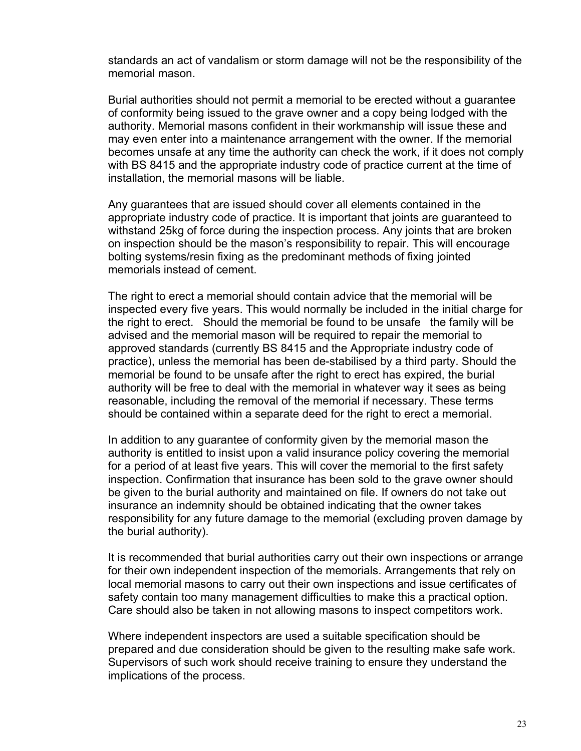standards an act of vandalism or storm damage will not be the responsibility of the memorial mason.

Burial authorities should not permit a memorial to be erected without a guarantee of conformity being issued to the grave owner and a copy being lodged with the authority. Memorial masons confident in their workmanship will issue these and may even enter into a maintenance arrangement with the owner. If the memorial becomes unsafe at any time the authority can check the work, if it does not comply with BS 8415 and the appropriate industry code of practice current at the time of installation, the memorial masons will be liable.

Any guarantees that are issued should cover all elements contained in the appropriate industry code of practice. It is important that joints are guaranteed to withstand 25kg of force during the inspection process. Any joints that are broken on inspection should be the mason's responsibility to repair. This will encourage bolting systems/resin fixing as the predominant methods of fixing jointed memorials instead of cement.

The right to erect a memorial should contain advice that the memorial will be inspected every five years. This would normally be included in the initial charge for the right to erect. Should the memorial be found to be unsafe the family will be advised and the memorial mason will be required to repair the memorial to approved standards (currently BS 8415 and the Appropriate industry code of practice), unless the memorial has been de-stabilised by a third party. Should the memorial be found to be unsafe after the right to erect has expired, the burial authority will be free to deal with the memorial in whatever way it sees as being reasonable, including the removal of the memorial if necessary. These terms should be contained within a separate deed for the right to erect a memorial.

In addition to any guarantee of conformity given by the memorial mason the authority is entitled to insist upon a valid insurance policy covering the memorial for a period of at least five years. This will cover the memorial to the first safety inspection. Confirmation that insurance has been sold to the grave owner should be given to the burial authority and maintained on file. If owners do not take out insurance an indemnity should be obtained indicating that the owner takes responsibility for any future damage to the memorial (excluding proven damage by the burial authority).

It is recommended that burial authorities carry out their own inspections or arrange for their own independent inspection of the memorials. Arrangements that rely on local memorial masons to carry out their own inspections and issue certificates of safety contain too many management difficulties to make this a practical option. Care should also be taken in not allowing masons to inspect competitors work.

Where independent inspectors are used a suitable specification should be prepared and due consideration should be given to the resulting make safe work. Supervisors of such work should receive training to ensure they understand the implications of the process.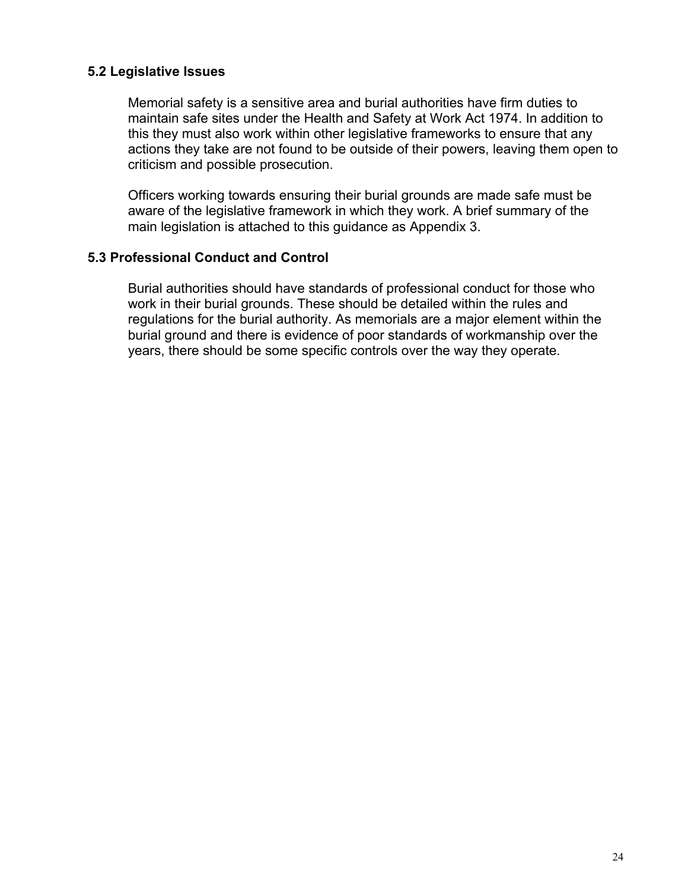### 5.2 Legislative Issues

Memorial safety is a sensitive area and burial authorities have firm duties to maintain safe sites under the Health and Safety at Work Act 1974. In addition to this they must also work within other legislative frameworks to ensure that any actions they take are not found to be outside of their powers, leaving them open to criticism and possible prosecution.

Officers working towards ensuring their burial grounds are made safe must be aware of the legislative framework in which they work. A brief summary of the main legislation is attached to this guidance as Appendix 3.

### 5.3 Professional Conduct and Control

Burial authorities should have standards of professional conduct for those who work in their burial grounds. These should be detailed within the rules and regulations for the burial authority. As memorials are a major element within the burial ground and there is evidence of poor standards of workmanship over the years, there should be some specific controls over the way they operate.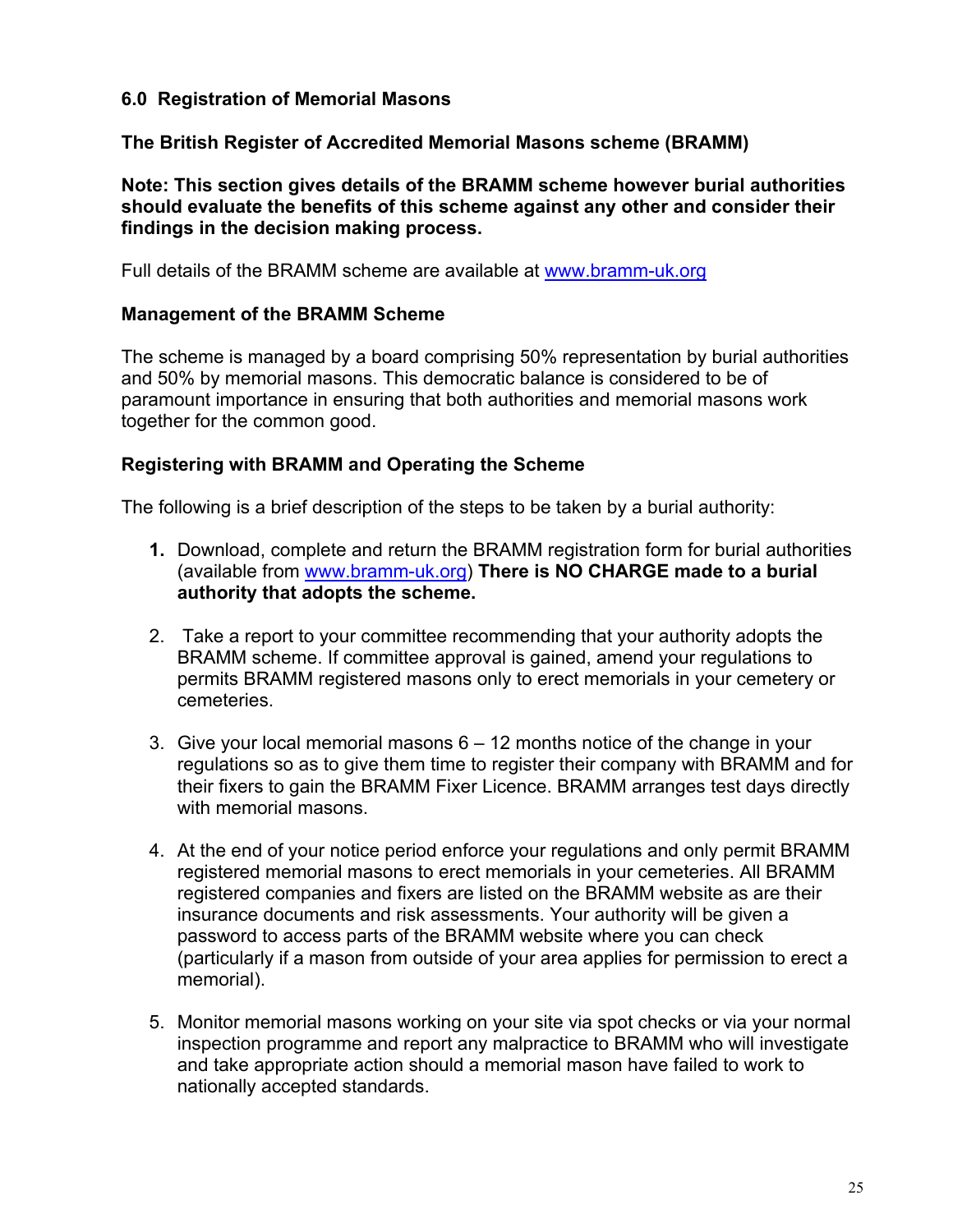## 6.0 Registration of Memorial Masons

### The British Register of Accredited Memorial Masons scheme (BRAMM)

**Note: This section gives details of the BRAMM scheme however burial authorities should evaluate the benefits of this scheme against any other and consider their findings in the decision making process.**

Full details of the BRAMM scheme are available at www.bramm-uk.org

### Management of the BRAMM Scheme

The scheme is managed by a board comprising 50% representation by burial authorities and 50% by memorial masons. This democratic balance is considered to be of paramount importance in ensuring that both authorities and memorial masons work together for the common good.

### Registering with BRAMM and Operating the Scheme

The following is a brief description of the steps to be taken by a burial authority:

1. Download, complete and return the BRAMM registration form for burial authorities (available from www.bramm-uk.org) **There is NO CHARGE made to a burial authority that adopts the scheme.**

2. Take a report to your committee recommending that your authority adopts the BRAMM scheme. If committee approval is gained, amend your regulations to permits BRAMM registered masons only to erect memorials in your cemetery or cemeteries.

3. Give your local memorial masons 6 – 12 months notice of the change in your regulations so as to give them time to register their company with BRAMM and for their fixers to gain the BRAMM Fixer Licence. BRAMM arranges test days directly with memorial masons.

4. At the end of your notice period enforce your regulations and only permit BRAMM registered memorial masons to erect memorials in your cemeteries. All BRAMM registered companies and fixers are listed on the BRAMM website as are their insurance documents and risk assessments. Your authority will be given a password to access parts of the BRAMM website where you can check (particularly if a mason from outside of your area applies for permission to erect a memorial).

5. Monitor memorial masons working on your site via spot checks or via your normal inspection programme and report any malpractice to BRAMM who will investigate and take appropriate action should a memorial mason have failed to work to nationally accepted standards.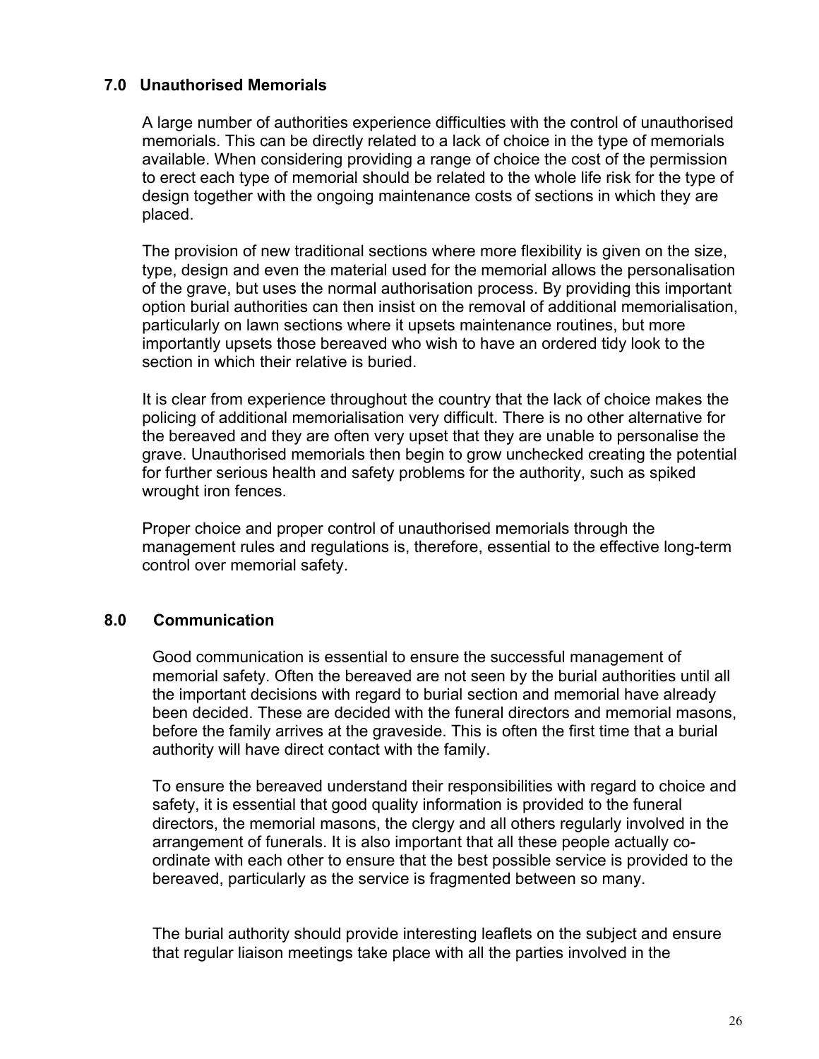## 7.0 Unauthorised Memorials

A large number of authorities experience difficulties with the control of unauthorised memorials. This can be directly related to a lack of choice in the type of memorials available. When considering providing a range of choice the cost of the permission to erect each type of memorial should be related to the whole life risk for the type of design together with the ongoing maintenance costs of sections in which they are placed.

The provision of new traditional sections where more flexibility is given on the size, type, design and even the material used for the memorial allows the personalisation of the grave, but uses the normal authorisation process. By providing this important option burial authorities can then insist on the removal of additional memorialisation, particularly on lawn sections where it upsets maintenance routines, but more importantly upsets those bereaved who wish to have an ordered tidy look to the section in which their relative is buried.

It is clear from experience throughout the country that the lack of choice makes the policing of additional memorialisation very difficult. There is no other alternative for the bereaved and they are often very upset that they are unable to personalise the grave. Unauthorised memorials then begin to grow unchecked creating the potential for further serious health and safety problems for the authority, such as spiked wrought iron fences.

Proper choice and proper control of unauthorised memorials through the management rules and regulations is, therefore, essential to the effective long-term control over memorial safety.

## 8.0 Communication

Good communication is essential to ensure the successful management of memorial safety. Often the bereaved are not seen by the burial authorities until all the important decisions with regard to burial section and memorial have already been decided. These are decided with the funeral directors and memorial masons, before the family arrives at the graveside. This is often the first time that a burial authority will have direct contact with the family.

To ensure the bereaved understand their responsibilities with regard to choice and safety, it is essential that good quality information is provided to the funeral directors, the memorial masons, the clergy and all others regularly involved in the arrangement of funerals. It is also important that all these people actually co-ordinate with each other to ensure that the best possible service is provided to the bereaved, particularly as the service is fragmented between so many.

The burial authority should provide interesting leaflets on the subject and ensure that regular liaison meetings take place with all the parties involved in the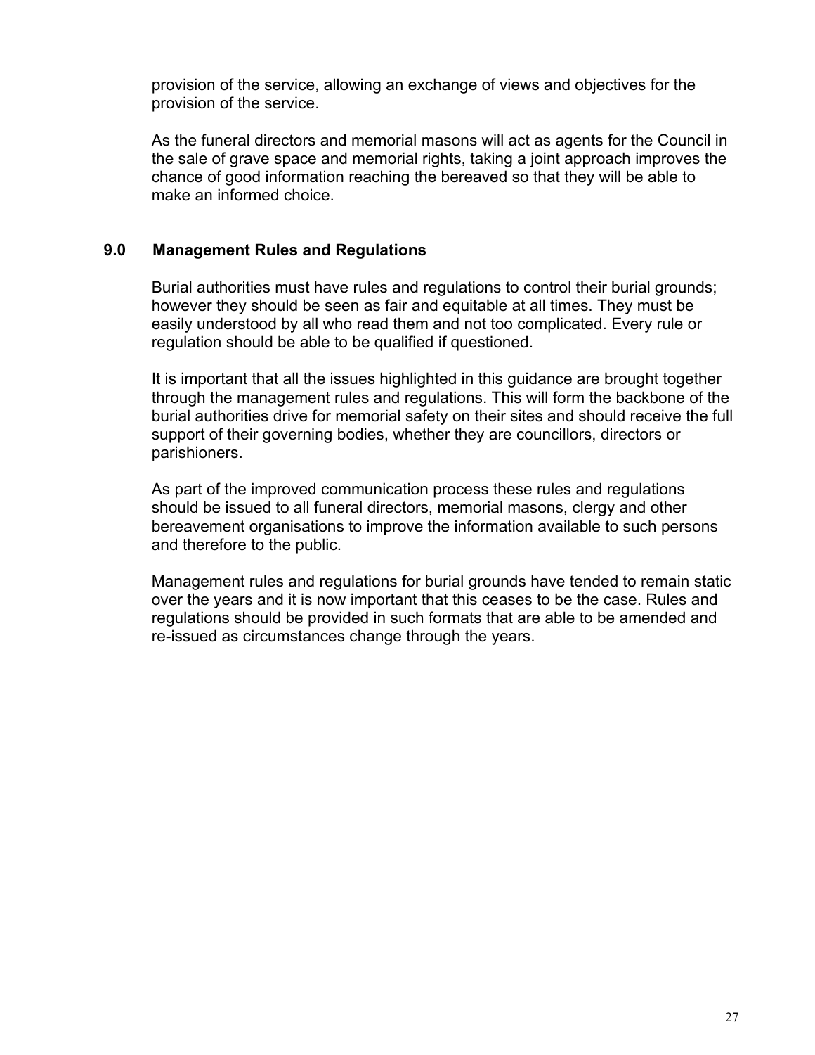provision of the service, allowing an exchange of views and objectives for the provision of the service.

As the funeral directors and memorial masons will act as agents for the Council in the sale of grave space and memorial rights, taking a joint approach improves the chance of good information reaching the bereaved so that they will be able to make an informed choice.

## 9.0 Management Rules and Regulations

Burial authorities must have rules and regulations to control their burial grounds; however they should be seen as fair and equitable at all times. They must be easily understood by all who read them and not too complicated. Every rule or regulation should be able to be qualified if questioned.

It is important that all the issues highlighted in this guidance are brought together through the management rules and regulations. This will form the backbone of the burial authorities drive for memorial safety on their sites and should receive the full support of their governing bodies, whether they are councillors, directors or parishioners.

As part of the improved communication process these rules and regulations should be issued to all funeral directors, memorial masons, clergy and other bereavement organisations to improve the information available to such persons and therefore to the public.

Management rules and regulations for burial grounds have tended to remain static over the years and it is now important that this ceases to be the case. Rules and regulations should be provided in such formats that are able to be amended and re-issued as circumstances change through the years.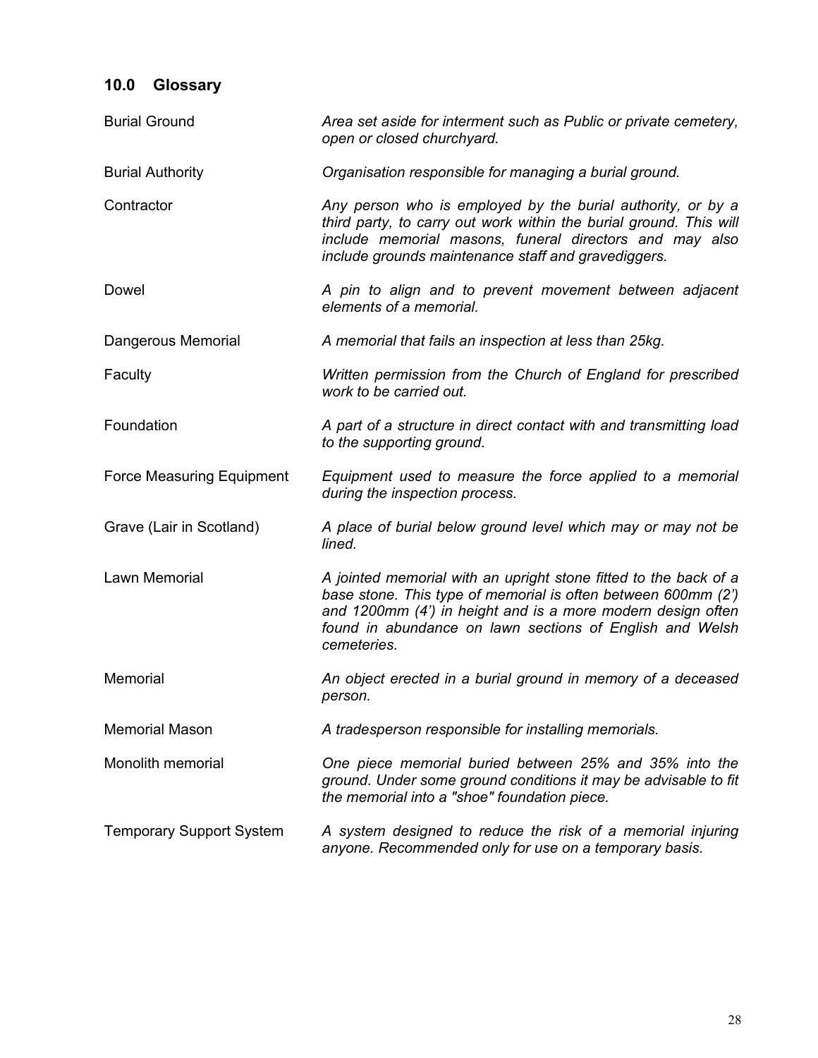## 10.0 Glossary

| | |
|---|---|
| Burial Ground | *Area set aside for interment such as Public or private cemetery, open or closed churchyard.* |
| Burial Authority | *Organisation responsible for managing a burial ground.* |
| Contractor | *Any person who is employed by the burial authority, or by a third party, to carry out work within the burial ground. This will include memorial masons, funeral directors and may also include grounds maintenance staff and gravediggers.* |
| Dowel | *A pin to align and to prevent movement between adjacent elements of a memorial.* |
| Dangerous Memorial | *A memorial that fails an inspection at less than 25kg.* |
| Faculty | *Written permission from the Church of England for prescribed work to be carried out.* |
| Foundation | *A part of a structure in direct contact with and transmitting load to the supporting ground.* |
| Force Measuring Equipment | *Equipment used to measure the force applied to a memorial during the inspection process.* |
| Grave (Lair in Scotland) | *A place of burial below ground level which may or may not be lined.* |
| Lawn Memorial | *A jointed memorial with an upright stone fitted to the back of a base stone. This type of memorial is often between 600mm (2') and 1200mm (4') in height and is a more modern design often found in abundance on lawn sections of English and Welsh cemeteries.* |
| Memorial | *An object erected in a burial ground in memory of a deceased person.* |
| Memorial Mason | *A tradesperson responsible for installing memorials.* |
| Monolith memorial | *One piece memorial buried between 25% and 35% into the ground. Under some ground conditions it may be advisable to fit the memorial into a "shoe" foundation piece.* |
| Temporary Support System | *A system designed to reduce the risk of a memorial injuring anyone. Recommended only for use on a temporary basis.* |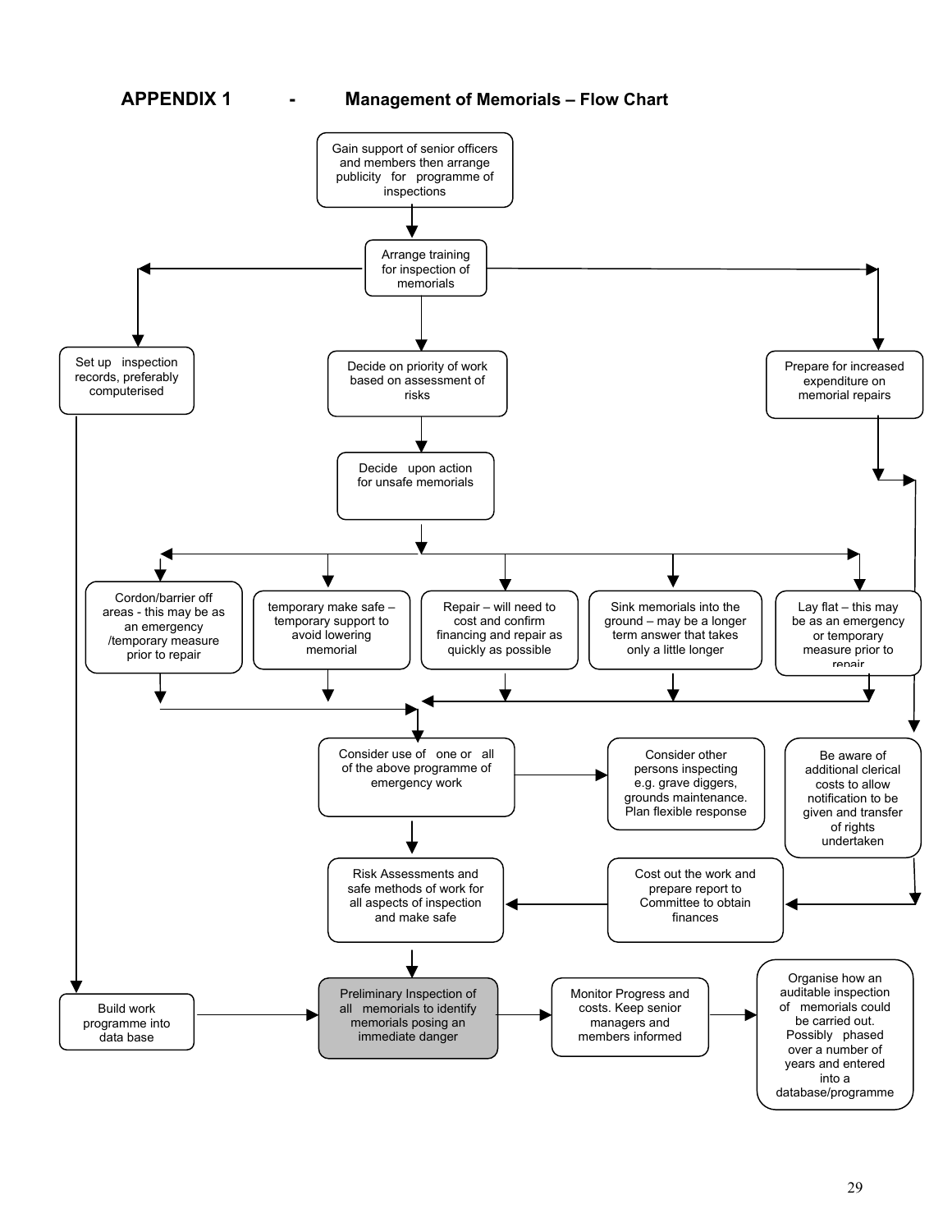# APPENDIX 1 - Management of Memorials – Flow Chart

Gain support of senior officers and members then arrange publicity for programme of inspections

Arrange training for inspection of memorials

Set up inspection records, preferably computerised

Decide on priority of work based on assessment of risks

Prepare for increased expenditure on memorial repairs

Decide upon action for unsafe memorials

- Cordon/barrier off areas - this may be as an emergency /temporary measure prior to repair
- temporary make safe – temporary support to avoid lowering memorial
- Repair – will need to cost and confirm financing and repair as quickly as possible
- Sink memorials into the ground – may be a longer term answer that takes only a little longer
- Lay flat – this may be as an emergency or temporary measure prior to repair

Consider use of one or all of the above programme of emergency work

Consider other persons inspecting e.g. grave diggers, grounds maintenance. Plan flexible response

Be aware of additional clerical costs to allow notification to be given and transfer of rights undertaken

Risk Assessments and safe methods of work for all aspects of inspection and make safe

Cost out the work and prepare report to Committee to obtain finances

Build work programme into data base

Preliminary Inspection of all memorials to identify memorials posing an immediate danger

Monitor Progress and costs. Keep senior managers and members informed

Organise how an auditable inspection of memorials could be carried out. Possibly phased over a number of years and entered into a database/programme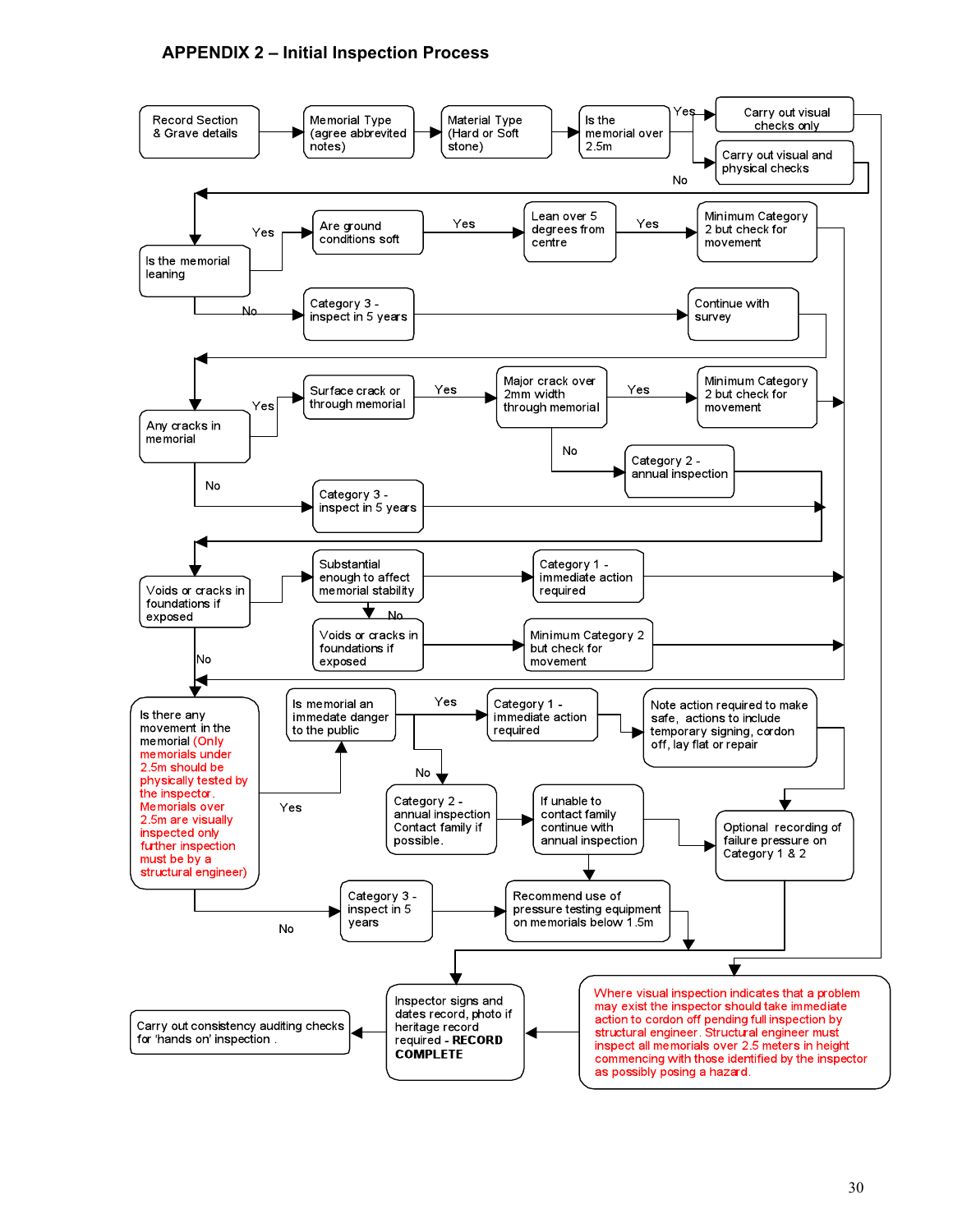# APPENDIX 2 – Initial Inspection Process

Record Section & Grave details → Memorial Type (agree abbrevited notes) → Material Type (Hard or Soft stone) → Is the memorial over 2.5m

- Yes → Carry out visual checks only
- No → Carry out visual and physical checks

Is the memorial leaning

- Yes → Are ground conditions soft → Yes → Lean over 5 degrees from centre → Yes → Minimum Category 2 but check for movement
- No → Category 3 - inspect in 5 years → Continue with survey

Any cracks in memorial

- Yes → Surface crack or through memorial → Yes → Major crack over 2mm width through memorial
  - Yes → Minimum Category 2 but check for movement
  - No → Category 2 - annual inspection
- No → Category 3 - inspect in 5 years

Voids or cracks in foundations if exposed

- Substantial enough to affect memorial stability → Category 1 - immediate action required
- No → Voids or cracks in foundations if exposed → Minimum Category 2 but check for movement
- No

Is there any movement in the memorial (Only memorials under 2.5m should be physically tested by the inspector. Memorials over 2.5m are visually inspected only further inspection must be by a structural engineer)

- Yes → Is memorial an immediate danger to the public
  - Yes → Category 1 - immediate action required → Note action required to make safe, actions to include temporary signing, cordon off, lay flat or repair → Optional recording of failure pressure on Category 1 & 2
  - No → Category 2 - annual inspection Contact family if possible. → If unable to contact family continue with annual inspection → Optional recording of failure pressure on Category 1 & 2
    - Recommend use of pressure testing equipment on memorials below 1.5m
- No → Category 3 - inspect in 5 years → Recommend use of pressure testing equipment on memorials below 1.5m

Where visual inspection indicates that a problem may exist the inspector should take immediate action to cordon off pending full inspection by structural engineer. Structural engineer must inspect all memorials over 2.5 meters in height commencing with those identified by the inspector as possibly posing a hazard.

→ Inspector signs and dates record, photo if heritage record required - **RECORD COMPLETE** → Carry out consistency auditing checks for 'hands on' inspection .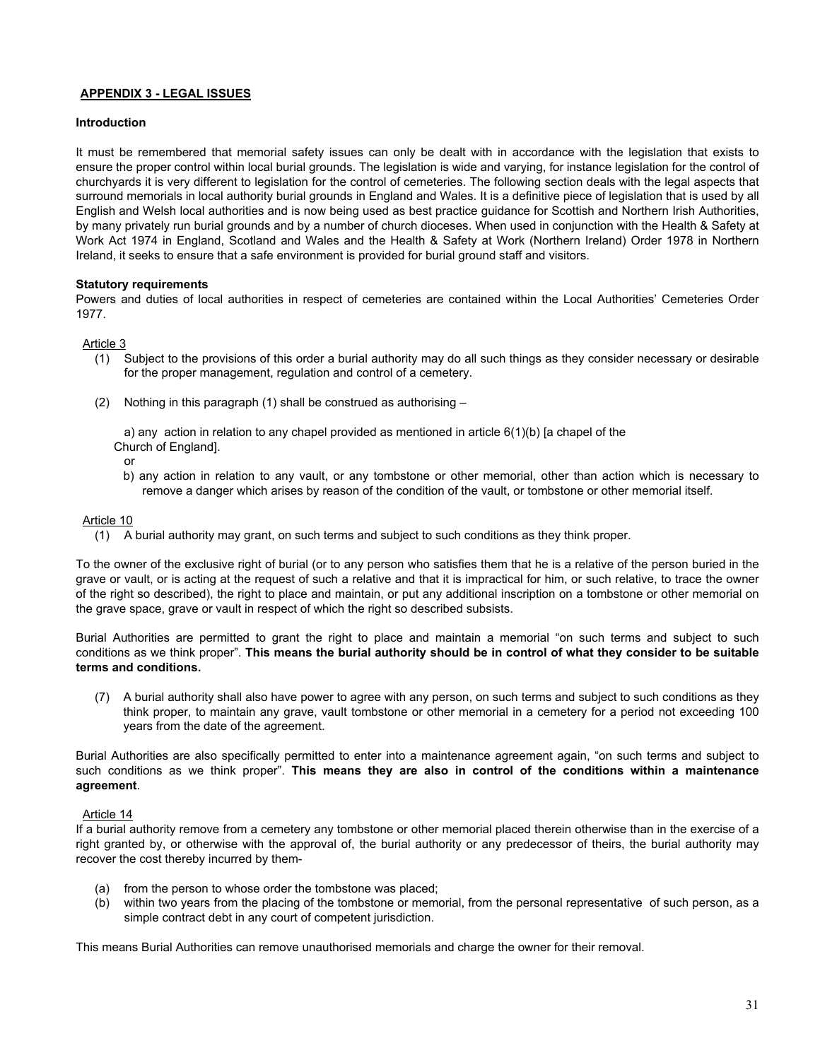## APPENDIX 3 - LEGAL ISSUES

**Introduction**

It must be remembered that memorial safety issues can only be dealt with in accordance with the legislation that exists to ensure the proper control within local burial grounds. The legislation is wide and varying, for instance legislation for the control of churchyards it is very different to legislation for the control of cemeteries. The following section deals with the legal aspects that surround memorials in local authority burial grounds in England and Wales. It is a definitive piece of legislation that is used by all English and Welsh local authorities and is now being used as best practice guidance for Scottish and Northern Irish Authorities, by many privately run burial grounds and by a number of church dioceses. When used in conjunction with the Health & Safety at Work Act 1974 in England, Scotland and Wales and the Health & Safety at Work (Northern Ireland) Order 1978 in Northern Ireland, it seeks to ensure that a safe environment is provided for burial ground staff and visitors.

**Statutory requirements**

Powers and duties of local authorities in respect of cemeteries are contained within the Local Authorities' Cemeteries Order 1977.

Article 3

(1) Subject to the provisions of this order a burial authority may do all such things as they consider necessary or desirable for the proper management, regulation and control of a cemetery.

(2) Nothing in this paragraph (1) shall be construed as authorising –

a) any action in relation to any chapel provided as mentioned in article 6(1)(b) [a chapel of the Church of England].

or

b) any action in relation to any vault, or any tombstone or other memorial, other than action which is necessary to remove a danger which arises by reason of the condition of the vault, or tombstone or other memorial itself.

Article 10

(1) A burial authority may grant, on such terms and subject to such conditions as they think proper.

To the owner of the exclusive right of burial (or to any person who satisfies them that he is a relative of the person buried in the grave or vault, or is acting at the request of such a relative and that it is impractical for him, or such relative, to trace the owner of the right so described), the right to place and maintain, or put any additional inscription on a tombstone or other memorial on the grave space, grave or vault in respect of which the right so described subsists.

Burial Authorities are permitted to grant the right to place and maintain a memorial "on such terms and subject to such conditions as we think proper". **This means the burial authority should be in control of what they consider to be suitable terms and conditions.**

(7) A burial authority shall also have power to agree with any person, on such terms and subject to such conditions as they think proper, to maintain any grave, vault tombstone or other memorial in a cemetery for a period not exceeding 100 years from the date of the agreement.

Burial Authorities are also specifically permitted to enter into a maintenance agreement again, "on such terms and subject to such conditions as we think proper". **This means they are also in control of the conditions within a maintenance agreement**.

Article 14

If a burial authority remove from a cemetery any tombstone or other memorial placed therein otherwise than in the exercise of a right granted by, or otherwise with the approval of, the burial authority or any predecessor of theirs, the burial authority may recover the cost thereby incurred by them-

(a) from the person to whose order the tombstone was placed;
(b) within two years from the placing of the tombstone or memorial, from the personal representative of such person, as a simple contract debt in any court of competent jurisdiction.

This means Burial Authorities can remove unauthorised memorials and charge the owner for their removal.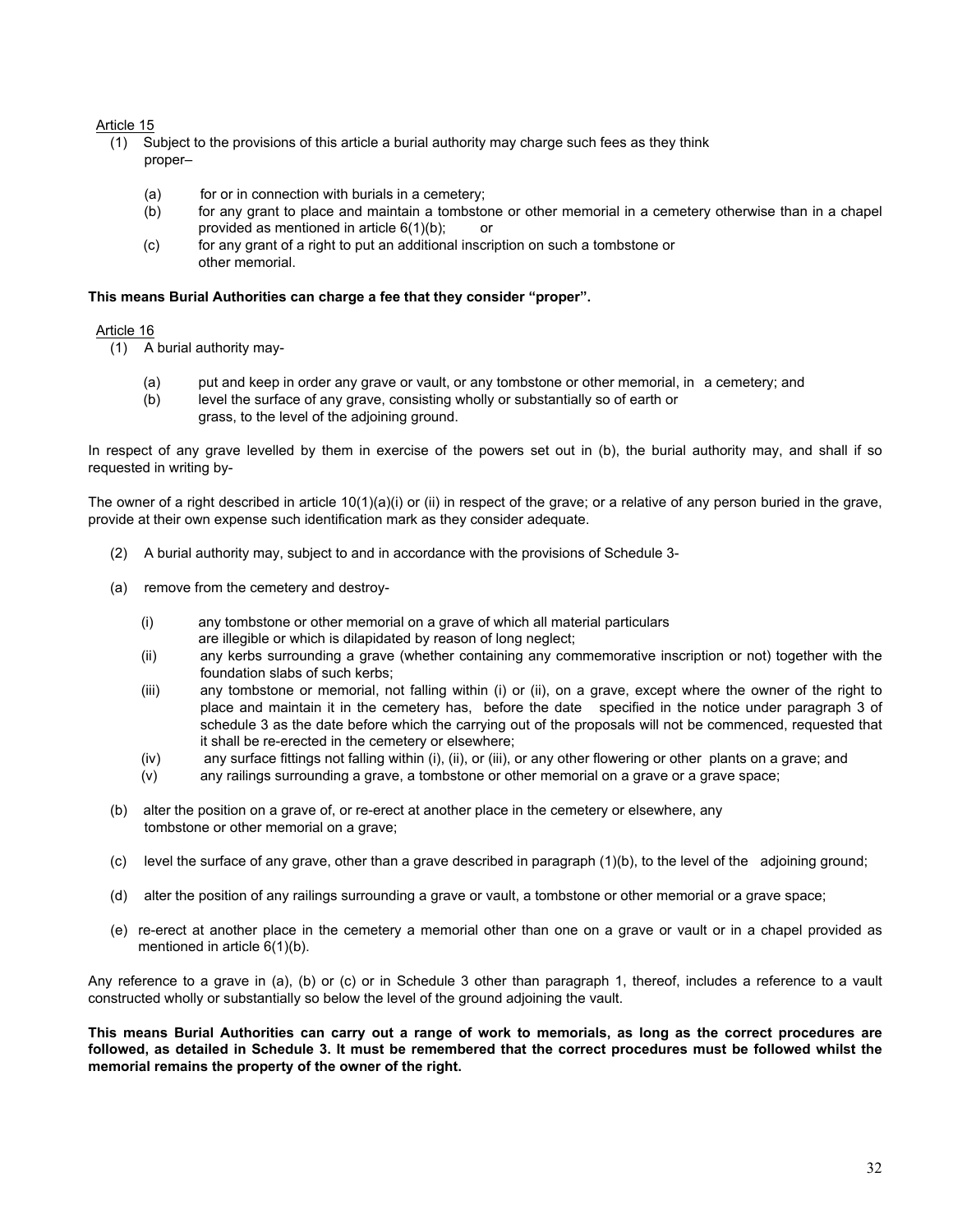Article 15

(1) Subject to the provisions of this article a burial authority may charge such fees as they think proper–

 (a) for or in connection with burials in a cemetery;
 (b) for any grant to place and maintain a tombstone or other memorial in a cemetery otherwise than in a chapel provided as mentioned in article 6(1)(b); or
 (c) for any grant of a right to put an additional inscription on such a tombstone or other memorial.

**This means Burial Authorities can charge a fee that they consider "proper".**

Article 16

(1) A burial authority may-

 (a) put and keep in order any grave or vault, or any tombstone or other memorial, in a cemetery; and
 (b) level the surface of any grave, consisting wholly or substantially so of earth or grass, to the level of the adjoining ground.

In respect of any grave levelled by them in exercise of the powers set out in (b), the burial authority may, and shall if so requested in writing by-

The owner of a right described in article 10(1)(a)(i) or (ii) in respect of the grave; or a relative of any person buried in the grave, provide at their own expense such identification mark as they consider adequate.

(2) A burial authority may, subject to and in accordance with the provisions of Schedule 3-

(a) remove from the cemetery and destroy-

 (i) any tombstone or other memorial on a grave of which all material particulars are illegible or which is dilapidated by reason of long neglect;
 (ii) any kerbs surrounding a grave (whether containing any commemorative inscription or not) together with the foundation slabs of such kerbs;
 (iii) any tombstone or memorial, not falling within (i) or (ii), on a grave, except where the owner of the right to place and maintain it in the cemetery has, before the date specified in the notice under paragraph 3 of schedule 3 as the date before which the carrying out of the proposals will not be commenced, requested that it shall be re-erected in the cemetery or elsewhere;
 (iv) any surface fittings not falling within (i), (ii), or (iii), or any other flowering or other plants on a grave; and
 (v) any railings surrounding a grave, a tombstone or other memorial on a grave or a grave space;

(b) alter the position on a grave of, or re-erect at another place in the cemetery or elsewhere, any tombstone or other memorial on a grave;

(c) level the surface of any grave, other than a grave described in paragraph (1)(b), to the level of the adjoining ground;

(d) alter the position of any railings surrounding a grave or vault, a tombstone or other memorial or a grave space;

(e) re-erect at another place in the cemetery a memorial other than one on a grave or vault or in a chapel provided as mentioned in article 6(1)(b).

Any reference to a grave in (a), (b) or (c) or in Schedule 3 other than paragraph 1, thereof, includes a reference to a vault constructed wholly or substantially so below the level of the ground adjoining the vault.

**This means Burial Authorities can carry out a range of work to memorials, as long as the correct procedures are followed, as detailed in Schedule 3. It must be remembered that the correct procedures must be followed whilst the memorial remains the property of the owner of the right.**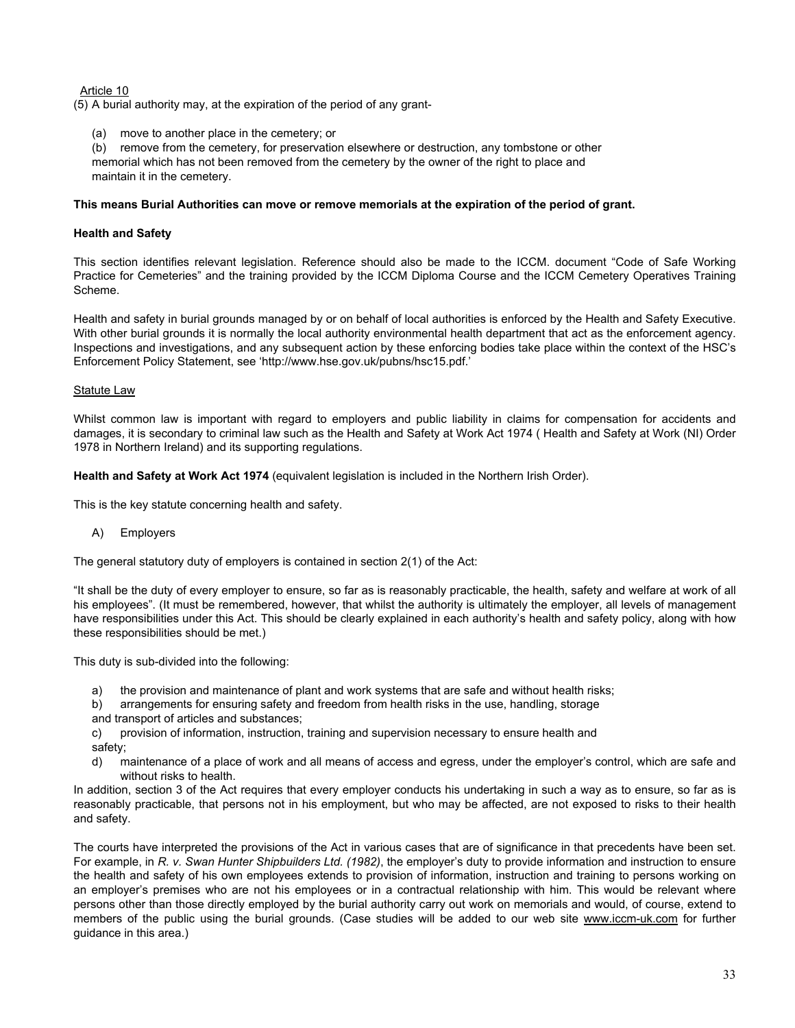Article 10

(5) A burial authority may, at the expiration of the period of any grant-

(a) move to another place in the cemetery; or

(b) remove from the cemetery, for preservation elsewhere or destruction, any tombstone or other memorial which has not been removed from the cemetery by the owner of the right to place and maintain it in the cemetery.

**This means Burial Authorities can move or remove memorials at the expiration of the period of grant.**

**Health and Safety**

This section identifies relevant legislation. Reference should also be made to the ICCM. document "Code of Safe Working Practice for Cemeteries" and the training provided by the ICCM Diploma Course and the ICCM Cemetery Operatives Training Scheme.

Health and safety in burial grounds managed by or on behalf of local authorities is enforced by the Health and Safety Executive. With other burial grounds it is normally the local authority environmental health department that act as the enforcement agency. Inspections and investigations, and any subsequent action by these enforcing bodies take place within the context of the HSC's Enforcement Policy Statement, see 'http://www.hse.gov.uk/pubns/hsc15.pdf.'

Statute Law

Whilst common law is important with regard to employers and public liability in claims for compensation for accidents and damages, it is secondary to criminal law such as the Health and Safety at Work Act 1974 ( Health and Safety at Work (NI) Order 1978 in Northern Ireland) and its supporting regulations.

**Health and Safety at Work Act 1974** (equivalent legislation is included in the Northern Irish Order).

This is the key statute concerning health and safety.

A) Employers

The general statutory duty of employers is contained in section 2(1) of the Act:

"It shall be the duty of every employer to ensure, so far as is reasonably practicable, the health, safety and welfare at work of all his employees". (It must be remembered, however, that whilst the authority is ultimately the employer, all levels of management have responsibilities under this Act. This should be clearly explained in each authority's health and safety policy, along with how these responsibilities should be met.)

This duty is sub-divided into the following:

a) the provision and maintenance of plant and work systems that are safe and without health risks;

b) arrangements for ensuring safety and freedom from health risks in the use, handling, storage and transport of articles and substances;

c) provision of information, instruction, training and supervision necessary to ensure health and safety;

d) maintenance of a place of work and all means of access and egress, under the employer's control, which are safe and without risks to health.

In addition, section 3 of the Act requires that every employer conducts his undertaking in such a way as to ensure, so far as is reasonably practicable, that persons not in his employment, but who may be affected, are not exposed to risks to their health and safety.

The courts have interpreted the provisions of the Act in various cases that are of significance in that precedents have been set. For example, in *R. v. Swan Hunter Shipbuilders Ltd. (1982)*, the employer's duty to provide information and instruction to ensure the health and safety of his own employees extends to provision of information, instruction and training to persons working on an employer's premises who are not his employees or in a contractual relationship with him. This would be relevant where persons other than those directly employed by the burial authority carry out work on memorials and would, of course, extend to members of the public using the burial grounds. (Case studies will be added to our web site www.iccm-uk.com for further guidance in this area.)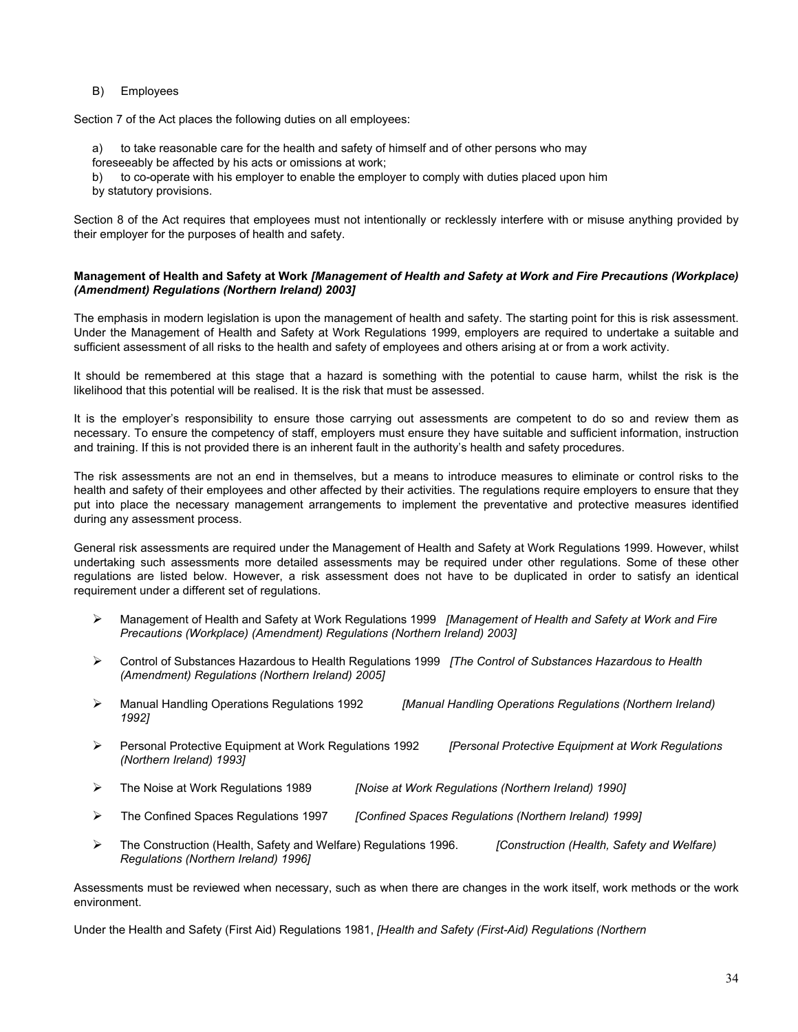B) Employees

Section 7 of the Act places the following duties on all employees:

a) to take reasonable care for the health and safety of himself and of other persons who may foreseeably be affected by his acts or omissions at work;
b) to co-operate with his employer to enable the employer to comply with duties placed upon him by statutory provisions.

Section 8 of the Act requires that employees must not intentionally or recklessly interfere with or misuse anything provided by their employer for the purposes of health and safety.

**Management of Health and Safety at Work** ***[Management of Health and Safety at Work and Fire Precautions (Workplace) (Amendment) Regulations (Northern Ireland) 2003]***

The emphasis in modern legislation is upon the management of health and safety. The starting point for this is risk assessment. Under the Management of Health and Safety at Work Regulations 1999, employers are required to undertake a suitable and sufficient assessment of all risks to the health and safety of employees and others arising at or from a work activity.

It should be remembered at this stage that a hazard is something with the potential to cause harm, whilst the risk is the likelihood that this potential will be realised. It is the risk that must be assessed.

It is the employer's responsibility to ensure those carrying out assessments are competent to do so and review them as necessary. To ensure the competency of staff, employers must ensure they have suitable and sufficient information, instruction and training. If this is not provided there is an inherent fault in the authority's health and safety procedures.

The risk assessments are not an end in themselves, but a means to introduce measures to eliminate or control risks to the health and safety of their employees and other affected by their activities. The regulations require employers to ensure that they put into place the necessary management arrangements to implement the preventative and protective measures identified during any assessment process.

General risk assessments are required under the Management of Health and Safety at Work Regulations 1999. However, whilst undertaking such assessments more detailed assessments may be required under other regulations. Some of these other regulations are listed below. However, a risk assessment does not have to be duplicated in order to satisfy an identical requirement under a different set of regulations.

- Management of Health and Safety at Work Regulations 1999 *[Management of Health and Safety at Work and Fire Precautions (Workplace) (Amendment) Regulations (Northern Ireland) 2003]*
- Control of Substances Hazardous to Health Regulations 1999 *[The Control of Substances Hazardous to Health (Amendment) Regulations (Northern Ireland) 2005]*
- Manual Handling Operations Regulations 1992 *[Manual Handling Operations Regulations (Northern Ireland) 1992]*
- Personal Protective Equipment at Work Regulations 1992 *[Personal Protective Equipment at Work Regulations (Northern Ireland) 1993]*
- The Noise at Work Regulations 1989 *[Noise at Work Regulations (Northern Ireland) 1990]*
- The Confined Spaces Regulations 1997 *[Confined Spaces Regulations (Northern Ireland) 1999]*
- The Construction (Health, Safety and Welfare) Regulations 1996. *[Construction (Health, Safety and Welfare) Regulations (Northern Ireland) 1996]*

Assessments must be reviewed when necessary, such as when there are changes in the work itself, work methods or the work environment.

Under the Health and Safety (First Aid) Regulations 1981, *[Health and Safety (First-Aid) Regulations (Northern*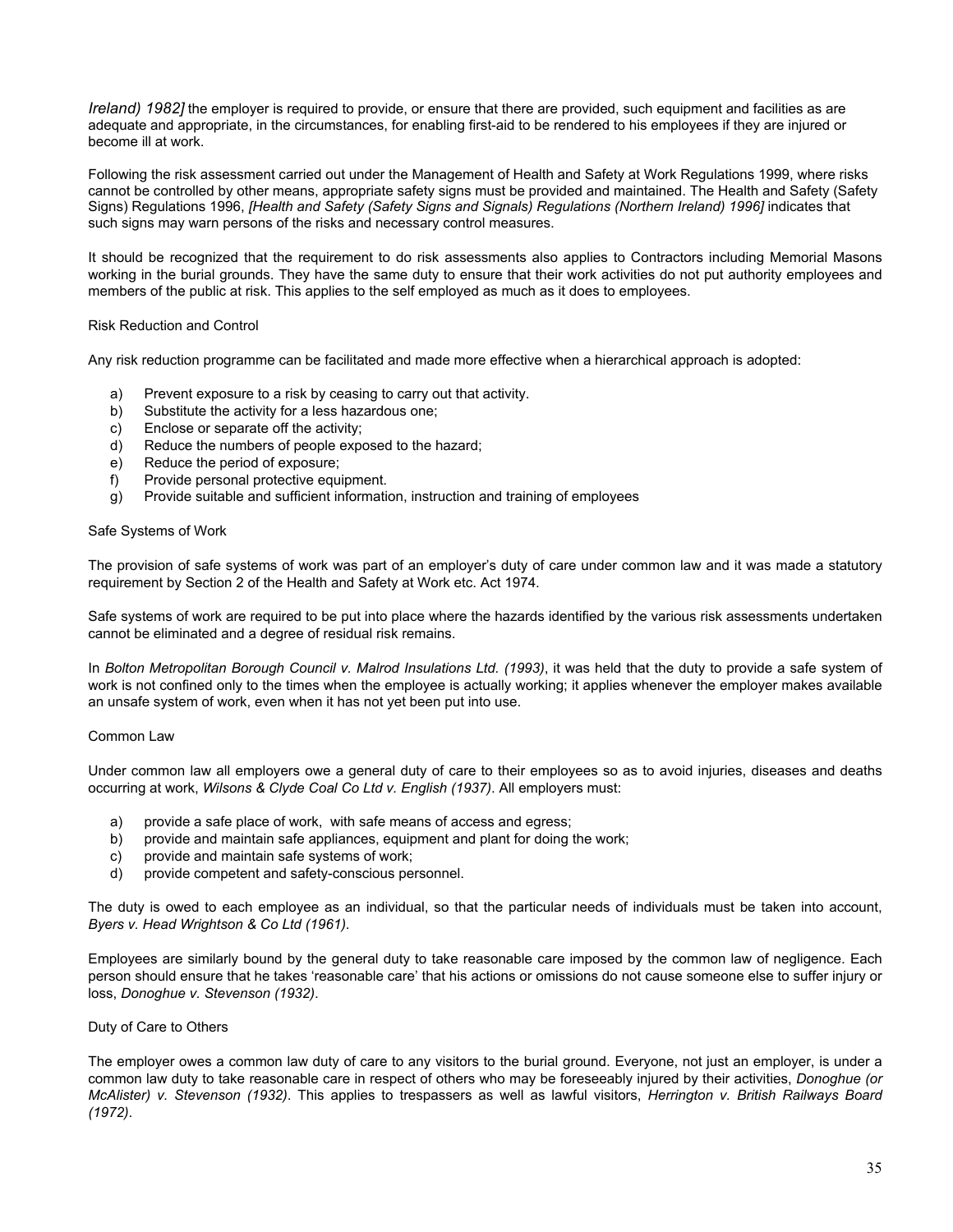*Ireland) 1982]* the employer is required to provide, or ensure that there are provided, such equipment and facilities as are adequate and appropriate, in the circumstances, for enabling first-aid to be rendered to his employees if they are injured or become ill at work.

Following the risk assessment carried out under the Management of Health and Safety at Work Regulations 1999, where risks cannot be controlled by other means, appropriate safety signs must be provided and maintained. The Health and Safety (Safety Signs) Regulations 1996, *[Health and Safety (Safety Signs and Signals) Regulations (Northern Ireland) 1996]* indicates that such signs may warn persons of the risks and necessary control measures.

It should be recognized that the requirement to do risk assessments also applies to Contractors including Memorial Masons working in the burial grounds. They have the same duty to ensure that their work activities do not put authority employees and members of the public at risk. This applies to the self employed as much as it does to employees.

### Risk Reduction and Control

Any risk reduction programme can be facilitated and made more effective when a hierarchical approach is adopted:

a) Prevent exposure to a risk by ceasing to carry out that activity.
b) Substitute the activity for a less hazardous one;
c) Enclose or separate off the activity;
d) Reduce the numbers of people exposed to the hazard;
e) Reduce the period of exposure;
f) Provide personal protective equipment.
g) Provide suitable and sufficient information, instruction and training of employees

### Safe Systems of Work

The provision of safe systems of work was part of an employer's duty of care under common law and it was made a statutory requirement by Section 2 of the Health and Safety at Work etc. Act 1974.

Safe systems of work are required to be put into place where the hazards identified by the various risk assessments undertaken cannot be eliminated and a degree of residual risk remains.

In *Bolton Metropolitan Borough Council v. Malrod Insulations Ltd. (1993)*, it was held that the duty to provide a safe system of work is not confined only to the times when the employee is actually working; it applies whenever the employer makes available an unsafe system of work, even when it has not yet been put into use.

### Common Law

Under common law all employers owe a general duty of care to their employees so as to avoid injuries, diseases and deaths occurring at work, *Wilsons & Clyde Coal Co Ltd v. English (1937)*. All employers must:

a) provide a safe place of work, with safe means of access and egress;
b) provide and maintain safe appliances, equipment and plant for doing the work;
c) provide and maintain safe systems of work;
d) provide competent and safety-conscious personnel.

The duty is owed to each employee as an individual, so that the particular needs of individuals must be taken into account, *Byers v. Head Wrightson & Co Ltd (1961)*.

Employees are similarly bound by the general duty to take reasonable care imposed by the common law of negligence. Each person should ensure that he takes 'reasonable care' that his actions or omissions do not cause someone else to suffer injury or loss, *Donoghue v. Stevenson (1932)*.

### Duty of Care to Others

The employer owes a common law duty of care to any visitors to the burial ground. Everyone, not just an employer, is under a common law duty to take reasonable care in respect of others who may be foreseeably injured by their activities, *Donoghue (or McAlister) v. Stevenson (1932)*. This applies to trespassers as well as lawful visitors, *Herrington v. British Railways Board (1972)*.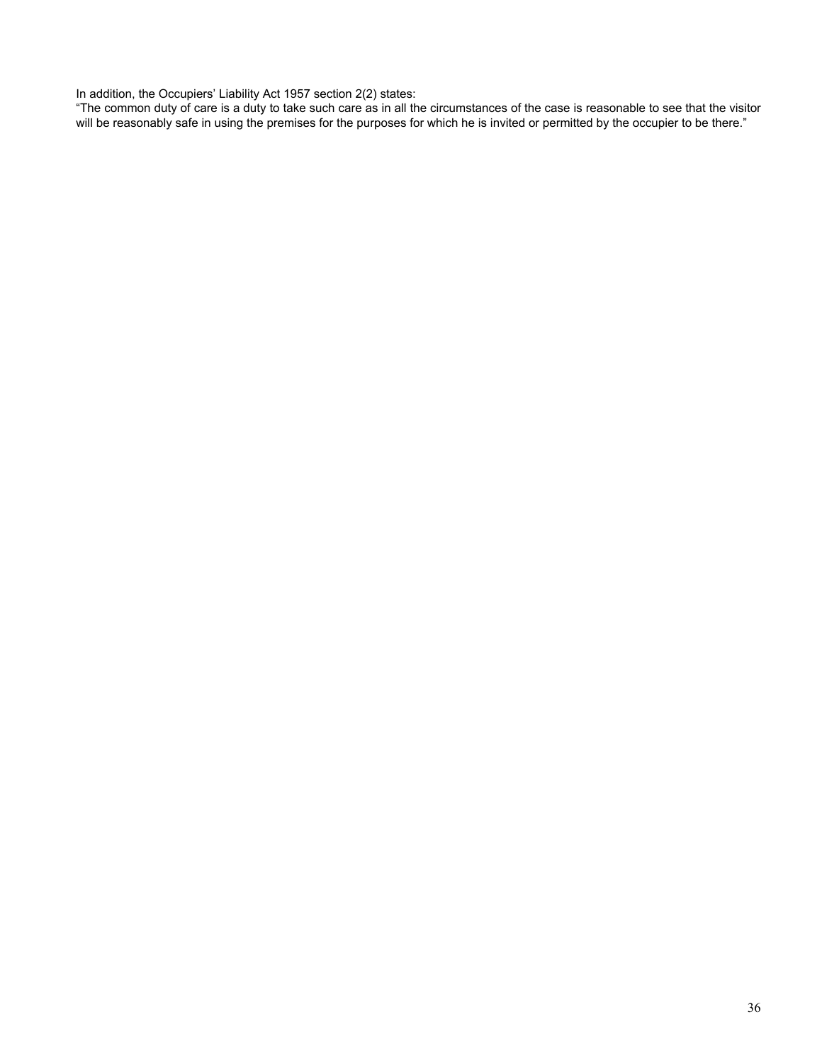In addition, the Occupiers' Liability Act 1957 section 2(2) states:
"The common duty of care is a duty to take such care as in all the circumstances of the case is reasonable to see that the visitor will be reasonably safe in using the premises for the purposes for which he is invited or permitted by the occupier to be there."